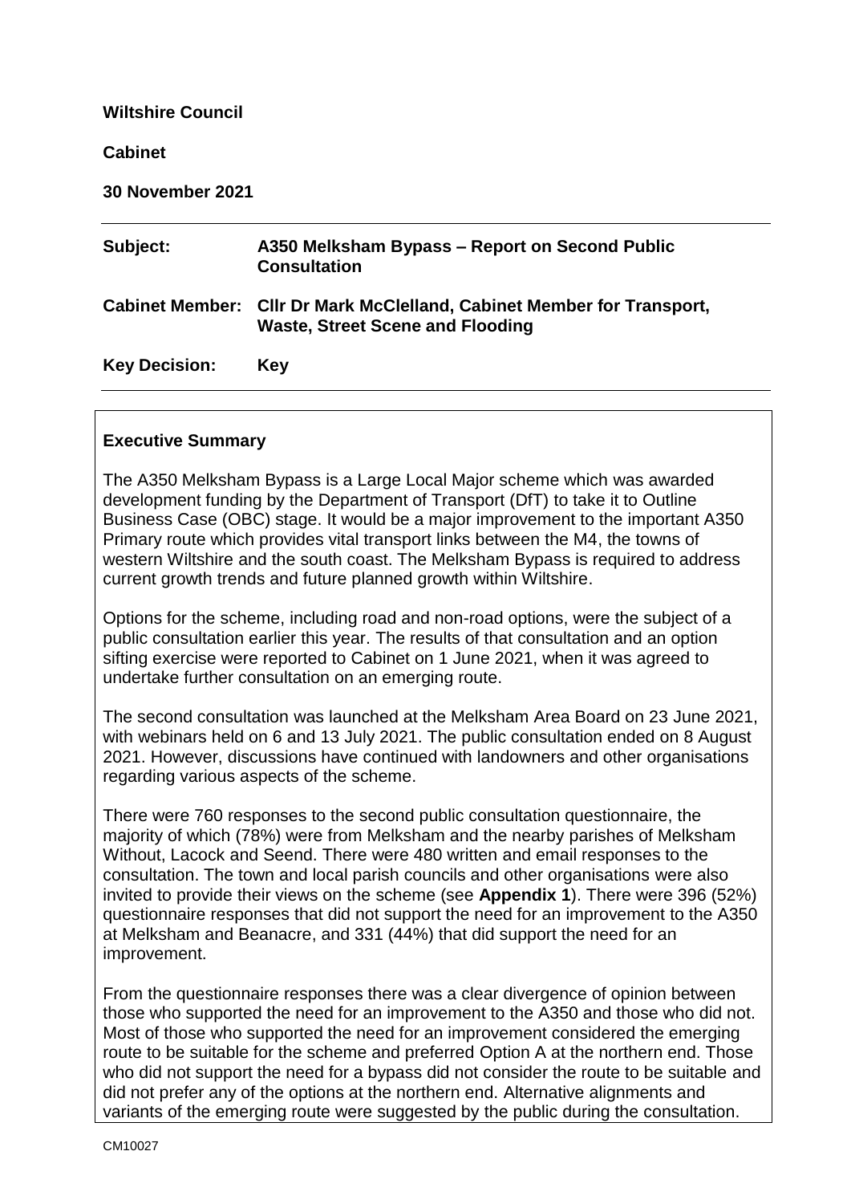**Wiltshire Council**

**Cabinet**

**30 November 2021**

| | |
|---|---|
| **Subject:** | **A350 Melksham Bypass – Report on Second Public Consultation** |
| **Cabinet Member:** | **Cllr Dr Mark McClelland, Cabinet Member for Transport, Waste, Street Scene and Flooding** |
| **Key Decision:** | **Key** |

## Executive Summary

The A350 Melksham Bypass is a Large Local Major scheme which was awarded development funding by the Department of Transport (DfT) to take it to Outline Business Case (OBC) stage. It would be a major improvement to the important A350 Primary route which provides vital transport links between the M4, the towns of western Wiltshire and the south coast. The Melksham Bypass is required to address current growth trends and future planned growth within Wiltshire.

Options for the scheme, including road and non-road options, were the subject of a public consultation earlier this year. The results of that consultation and an option sifting exercise were reported to Cabinet on 1 June 2021, when it was agreed to undertake further consultation on an emerging route.

The second consultation was launched at the Melksham Area Board on 23 June 2021, with webinars held on 6 and 13 July 2021. The public consultation ended on 8 August 2021. However, discussions have continued with landowners and other organisations regarding various aspects of the scheme.

There were 760 responses to the second public consultation questionnaire, the majority of which (78%) were from Melksham and the nearby parishes of Melksham Without, Lacock and Seend. There were 480 written and email responses to the consultation. The town and local parish councils and other organisations were also invited to provide their views on the scheme (see **Appendix 1**). There were 396 (52%) questionnaire responses that did not support the need for an improvement to the A350 at Melksham and Beanacre, and 331 (44%) that did support the need for an improvement.

From the questionnaire responses there was a clear divergence of opinion between those who supported the need for an improvement to the A350 and those who did not. Most of those who supported the need for an improvement considered the emerging route to be suitable for the scheme and preferred Option A at the northern end. Those who did not support the need for a bypass did not consider the route to be suitable and did not prefer any of the options at the northern end. Alternative alignments and variants of the emerging route were suggested by the public during the consultation.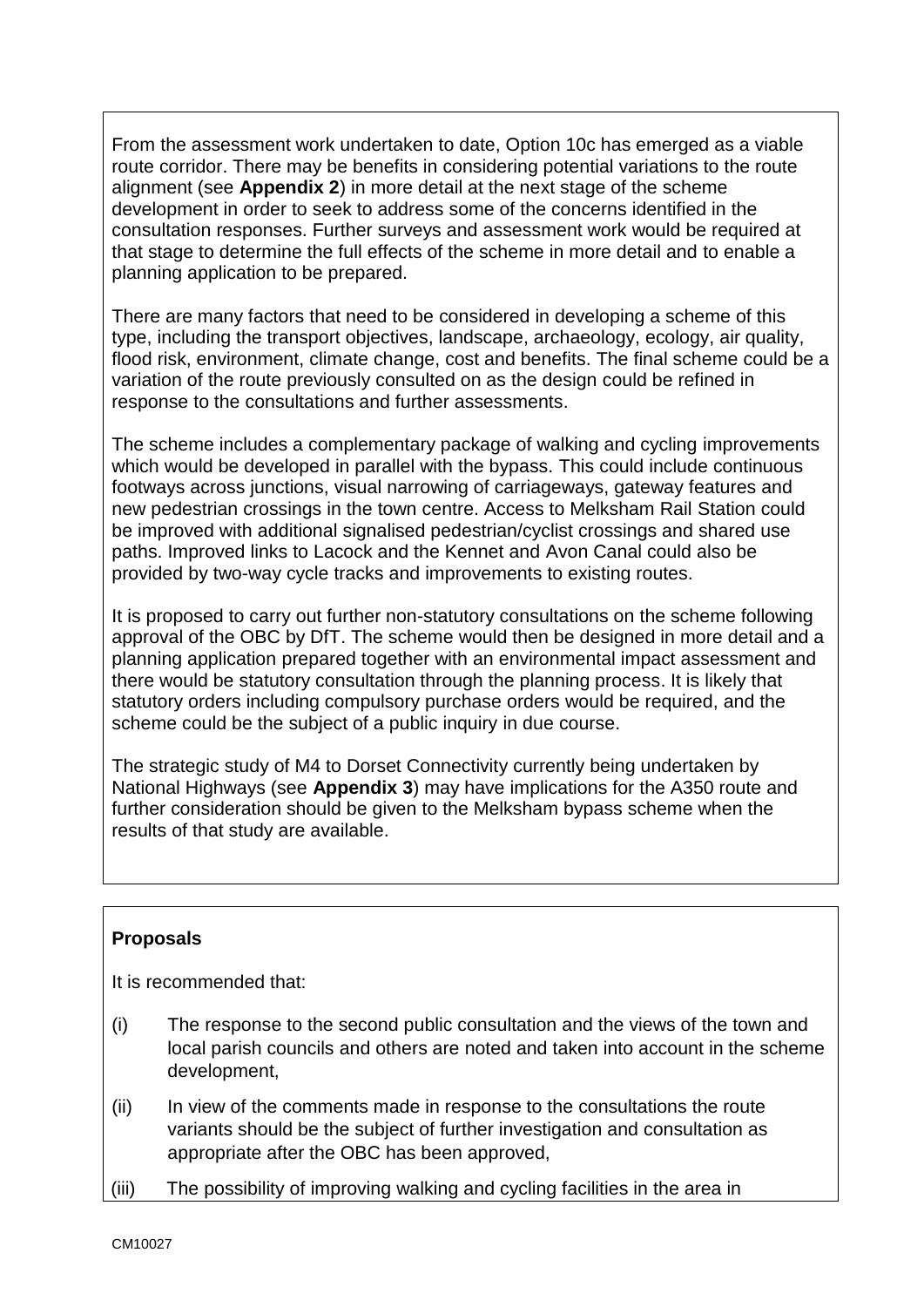From the assessment work undertaken to date, Option 10c has emerged as a viable route corridor. There may be benefits in considering potential variations to the route alignment (see **Appendix 2**) in more detail at the next stage of the scheme development in order to seek to address some of the concerns identified in the consultation responses. Further surveys and assessment work would be required at that stage to determine the full effects of the scheme in more detail and to enable a planning application to be prepared.

There are many factors that need to be considered in developing a scheme of this type, including the transport objectives, landscape, archaeology, ecology, air quality, flood risk, environment, climate change, cost and benefits. The final scheme could be a variation of the route previously consulted on as the design could be refined in response to the consultations and further assessments.

The scheme includes a complementary package of walking and cycling improvements which would be developed in parallel with the bypass. This could include continuous footways across junctions, visual narrowing of carriageways, gateway features and new pedestrian crossings in the town centre. Access to Melksham Rail Station could be improved with additional signalised pedestrian/cyclist crossings and shared use paths. Improved links to Lacock and the Kennet and Avon Canal could also be provided by two-way cycle tracks and improvements to existing routes.

It is proposed to carry out further non-statutory consultations on the scheme following approval of the OBC by DfT. The scheme would then be designed in more detail and a planning application prepared together with an environmental impact assessment and there would be statutory consultation through the planning process. It is likely that statutory orders including compulsory purchase orders would be required, and the scheme could be the subject of a public inquiry in due course.

The strategic study of M4 to Dorset Connectivity currently being undertaken by National Highways (see **Appendix 3**) may have implications for the A350 route and further consideration should be given to the Melksham bypass scheme when the results of that study are available.

**Proposals**

It is recommended that:

(i) The response to the second public consultation and the views of the town and local parish councils and others are noted and taken into account in the scheme development,

(ii) In view of the comments made in response to the consultations the route variants should be the subject of further investigation and consultation as appropriate after the OBC has been approved,

(iii) The possibility of improving walking and cycling facilities in the area in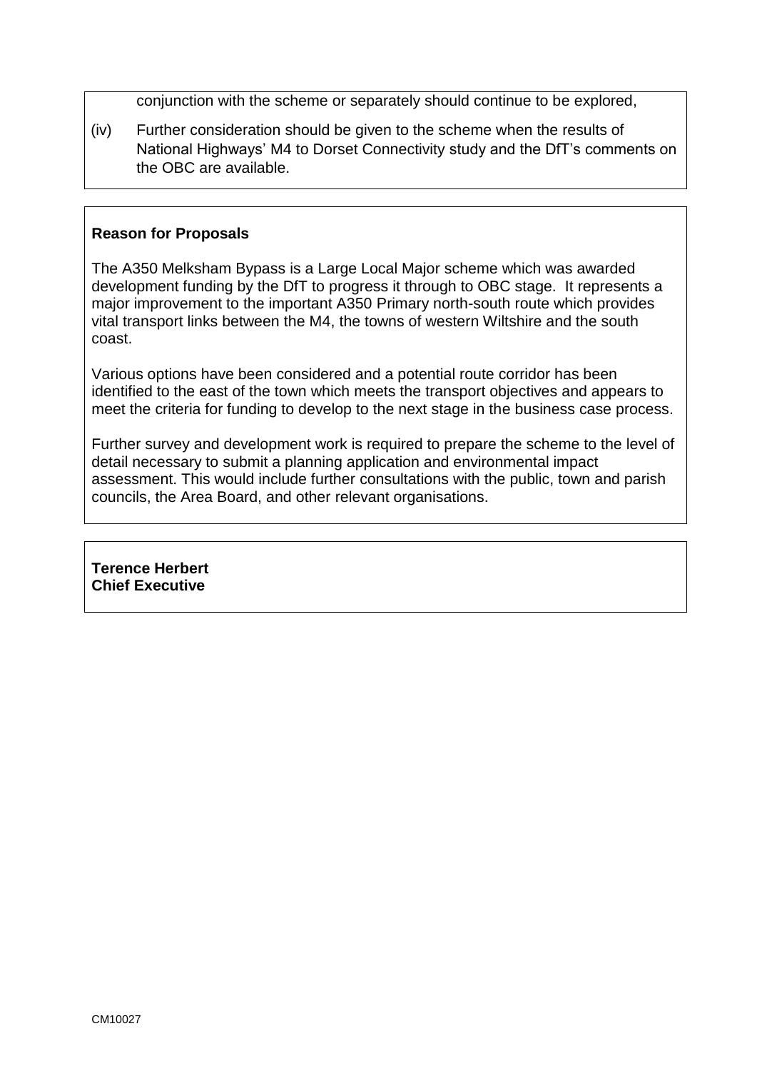conjunction with the scheme or separately should continue to be explored,

(iv) Further consideration should be given to the scheme when the results of National Highways' M4 to Dorset Connectivity study and the DfT's comments on the OBC are available.

**Reason for Proposals**

The A350 Melksham Bypass is a Large Local Major scheme which was awarded development funding by the DfT to progress it through to OBC stage. It represents a major improvement to the important A350 Primary north-south route which provides vital transport links between the M4, the towns of western Wiltshire and the south coast.

Various options have been considered and a potential route corridor has been identified to the east of the town which meets the transport objectives and appears to meet the criteria for funding to develop to the next stage in the business case process.

Further survey and development work is required to prepare the scheme to the level of detail necessary to submit a planning application and environmental impact assessment. This would include further consultations with the public, town and parish councils, the Area Board, and other relevant organisations.

**Terence Herbert**
**Chief Executive**

CM10027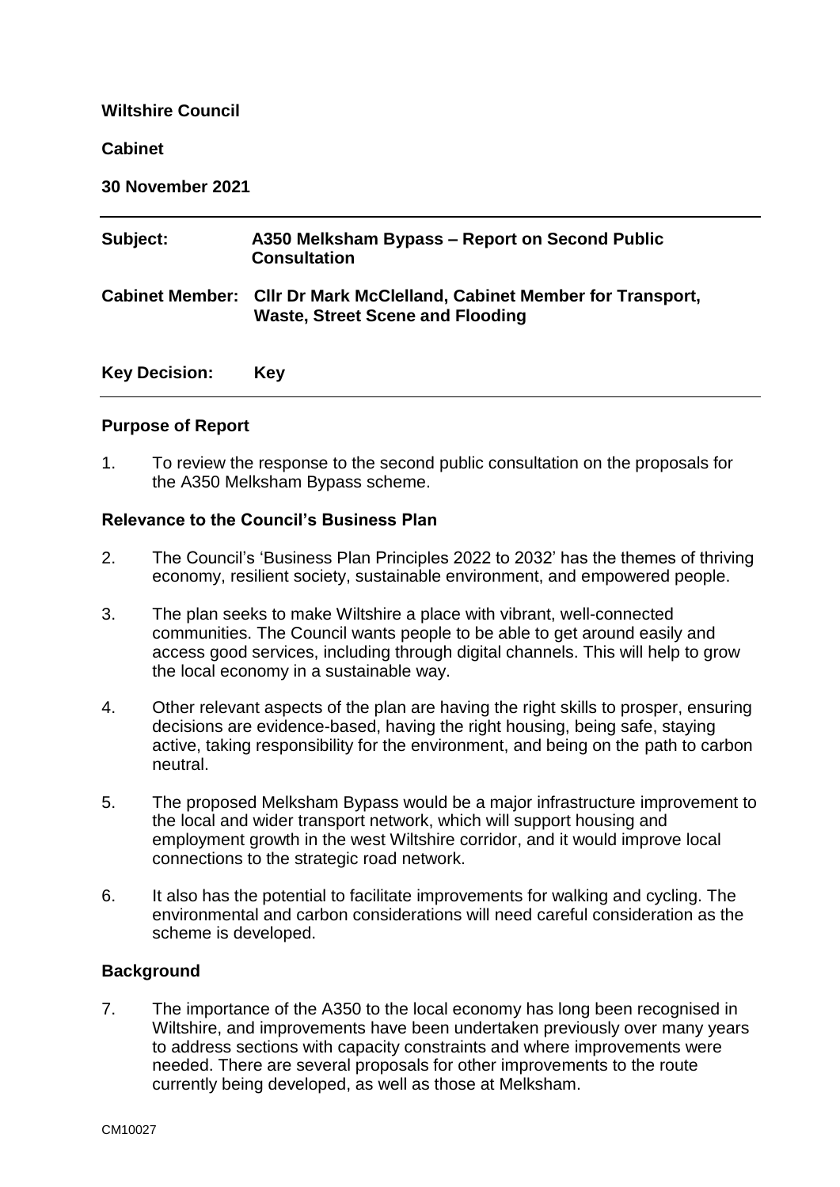**Wiltshire Council**

**Cabinet**

**30 November 2021**

| | |
|---|---|
| **Subject:** | **A350 Melksham Bypass – Report on Second Public Consultation** |
| **Cabinet Member:** | **Cllr Dr Mark McClelland, Cabinet Member for Transport, Waste, Street Scene and Flooding** |
| **Key Decision:** | **Key** |

### Purpose of Report

1. To review the response to the second public consultation on the proposals for the A350 Melksham Bypass scheme.

### Relevance to the Council's Business Plan

2. The Council's 'Business Plan Principles 2022 to 2032' has the themes of thriving economy, resilient society, sustainable environment, and empowered people.

3. The plan seeks to make Wiltshire a place with vibrant, well-connected communities. The Council wants people to be able to get around easily and access good services, including through digital channels. This will help to grow the local economy in a sustainable way.

4. Other relevant aspects of the plan are having the right skills to prosper, ensuring decisions are evidence-based, having the right housing, being safe, staying active, taking responsibility for the environment, and being on the path to carbon neutral.

5. The proposed Melksham Bypass would be a major infrastructure improvement to the local and wider transport network, which will support housing and employment growth in the west Wiltshire corridor, and it would improve local connections to the strategic road network.

6. It also has the potential to facilitate improvements for walking and cycling. The environmental and carbon considerations will need careful consideration as the scheme is developed.

### Background

7. The importance of the A350 to the local economy has long been recognised in Wiltshire, and improvements have been undertaken previously over many years to address sections with capacity constraints and where improvements were needed. There are several proposals for other improvements to the route currently being developed, as well as those at Melksham.

CM10027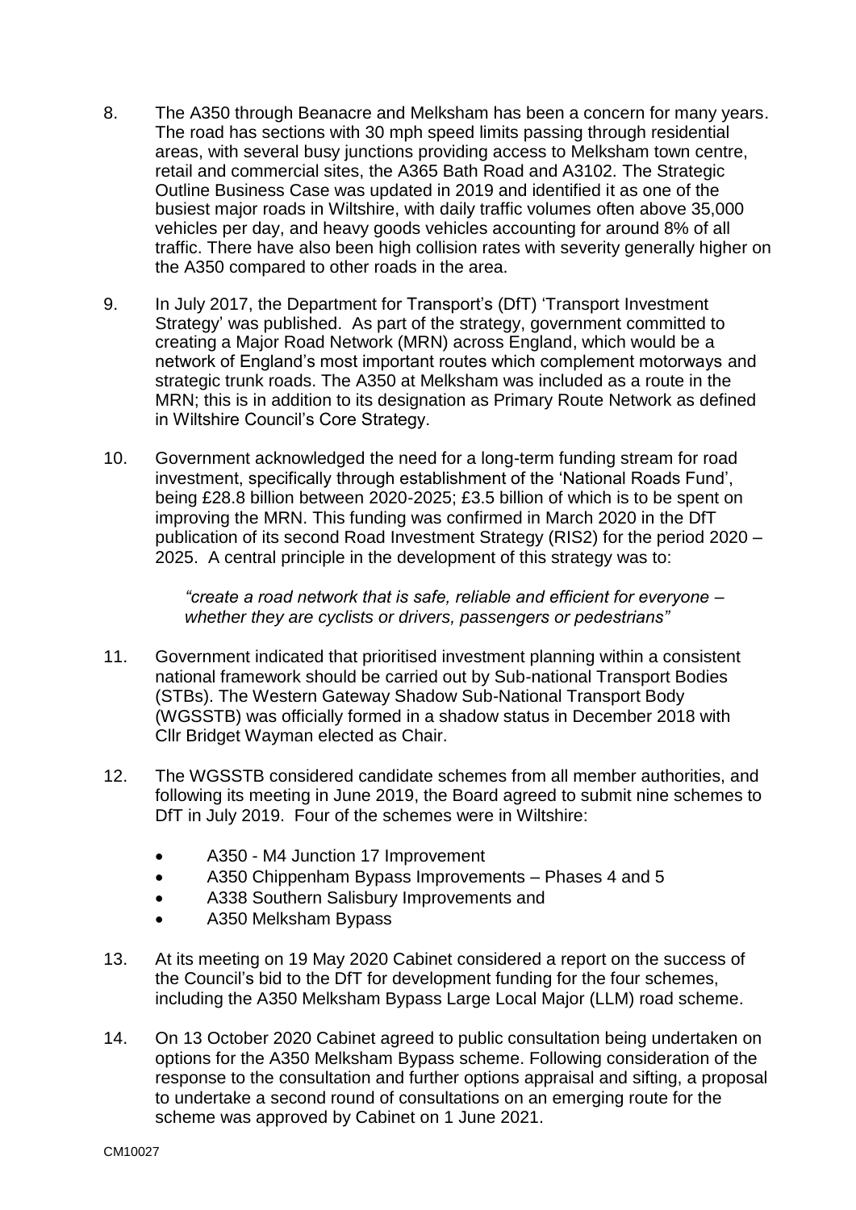8. The A350 through Beanacre and Melksham has been a concern for many years. The road has sections with 30 mph speed limits passing through residential areas, with several busy junctions providing access to Melksham town centre, retail and commercial sites, the A365 Bath Road and A3102. The Strategic Outline Business Case was updated in 2019 and identified it as one of the busiest major roads in Wiltshire, with daily traffic volumes often above 35,000 vehicles per day, and heavy goods vehicles accounting for around 8% of all traffic. There have also been high collision rates with severity generally higher on the A350 compared to other roads in the area.

9. In July 2017, the Department for Transport's (DfT) 'Transport Investment Strategy' was published. As part of the strategy, government committed to creating a Major Road Network (MRN) across England, which would be a network of England's most important routes which complement motorways and strategic trunk roads. The A350 at Melksham was included as a route in the MRN; this is in addition to its designation as Primary Route Network as defined in Wiltshire Council's Core Strategy.

10. Government acknowledged the need for a long-term funding stream for road investment, specifically through establishment of the 'National Roads Fund', being £28.8 billion between 2020-2025; £3.5 billion of which is to be spent on improving the MRN. This funding was confirmed in March 2020 in the DfT publication of its second Road Investment Strategy (RIS2) for the period 2020 – 2025. A central principle in the development of this strategy was to:

    *"create a road network that is safe, reliable and efficient for everyone – whether they are cyclists or drivers, passengers or pedestrians"*

11. Government indicated that prioritised investment planning within a consistent national framework should be carried out by Sub-national Transport Bodies (STBs). The Western Gateway Shadow Sub-National Transport Body (WGSSTB) was officially formed in a shadow status in December 2018 with Cllr Bridget Wayman elected as Chair.

12. The WGSSTB considered candidate schemes from all member authorities, and following its meeting in June 2019, the Board agreed to submit nine schemes to DfT in July 2019. Four of the schemes were in Wiltshire:

    - A350 - M4 Junction 17 Improvement
    - A350 Chippenham Bypass Improvements – Phases 4 and 5
    - A338 Southern Salisbury Improvements and
    - A350 Melksham Bypass

13. At its meeting on 19 May 2020 Cabinet considered a report on the success of the Council's bid to the DfT for development funding for the four schemes, including the A350 Melksham Bypass Large Local Major (LLM) road scheme.

14. On 13 October 2020 Cabinet agreed to public consultation being undertaken on options for the A350 Melksham Bypass scheme. Following consideration of the response to the consultation and further options appraisal and sifting, a proposal to undertake a second round of consultations on an emerging route for the scheme was approved by Cabinet on 1 June 2021.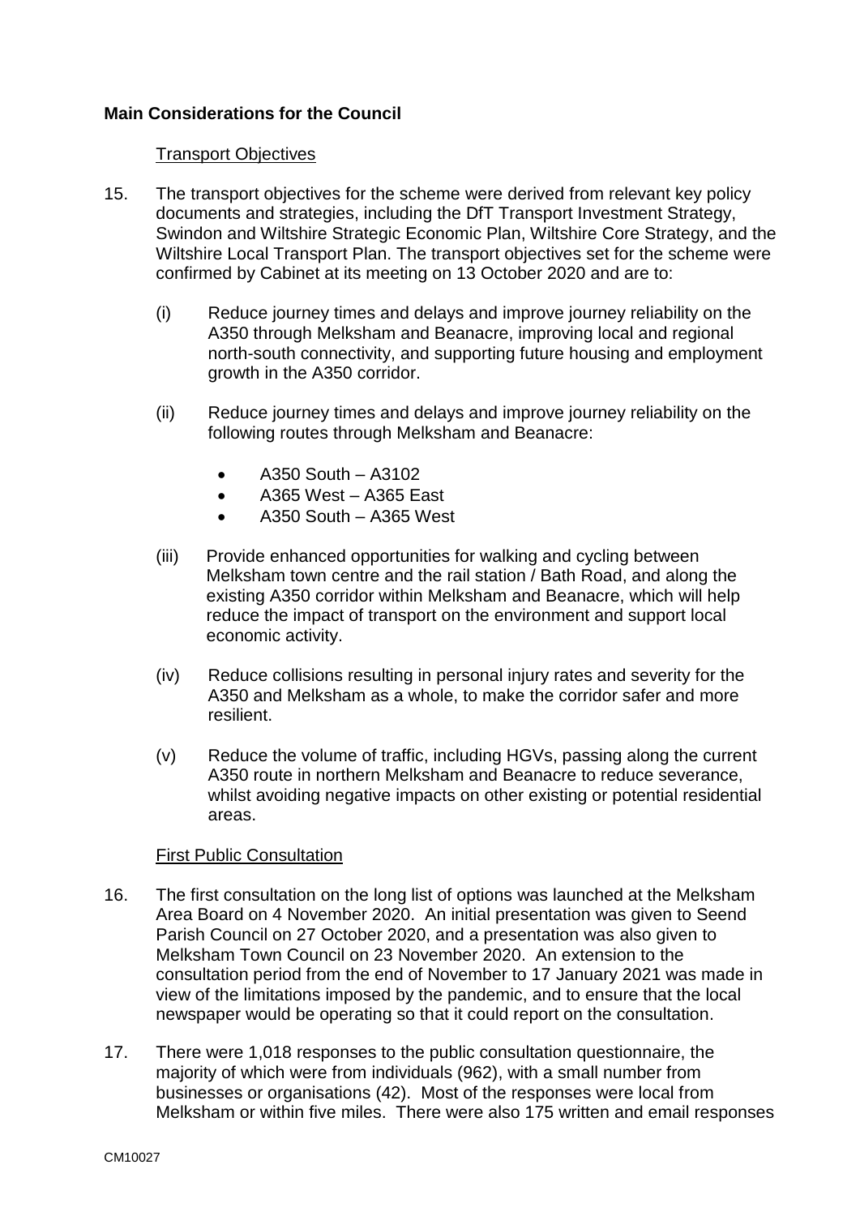**Main Considerations for the Council**

Transport Objectives

15. The transport objectives for the scheme were derived from relevant key policy documents and strategies, including the DfT Transport Investment Strategy, Swindon and Wiltshire Strategic Economic Plan, Wiltshire Core Strategy, and the Wiltshire Local Transport Plan. The transport objectives set for the scheme were confirmed by Cabinet at its meeting on 13 October 2020 and are to:

    (i) Reduce journey times and delays and improve journey reliability on the A350 through Melksham and Beanacre, improving local and regional north-south connectivity, and supporting future housing and employment growth in the A350 corridor.

    (ii) Reduce journey times and delays and improve journey reliability on the following routes through Melksham and Beanacre:

    - A350 South – A3102
    - A365 West – A365 East
    - A350 South – A365 West

    (iii) Provide enhanced opportunities for walking and cycling between Melksham town centre and the rail station / Bath Road, and along the existing A350 corridor within Melksham and Beanacre, which will help reduce the impact of transport on the environment and support local economic activity.

    (iv) Reduce collisions resulting in personal injury rates and severity for the A350 and Melksham as a whole, to make the corridor safer and more resilient.

    (v) Reduce the volume of traffic, including HGVs, passing along the current A350 route in northern Melksham and Beanacre to reduce severance, whilst avoiding negative impacts on other existing or potential residential areas.

First Public Consultation

16. The first consultation on the long list of options was launched at the Melksham Area Board on 4 November 2020. An initial presentation was given to Seend Parish Council on 27 October 2020, and a presentation was also given to Melksham Town Council on 23 November 2020. An extension to the consultation period from the end of November to 17 January 2021 was made in view of the limitations imposed by the pandemic, and to ensure that the local newspaper would be operating so that it could report on the consultation.

17. There were 1,018 responses to the public consultation questionnaire, the majority of which were from individuals (962), with a small number from businesses or organisations (42). Most of the responses were local from Melksham or within five miles. There were also 175 written and email responses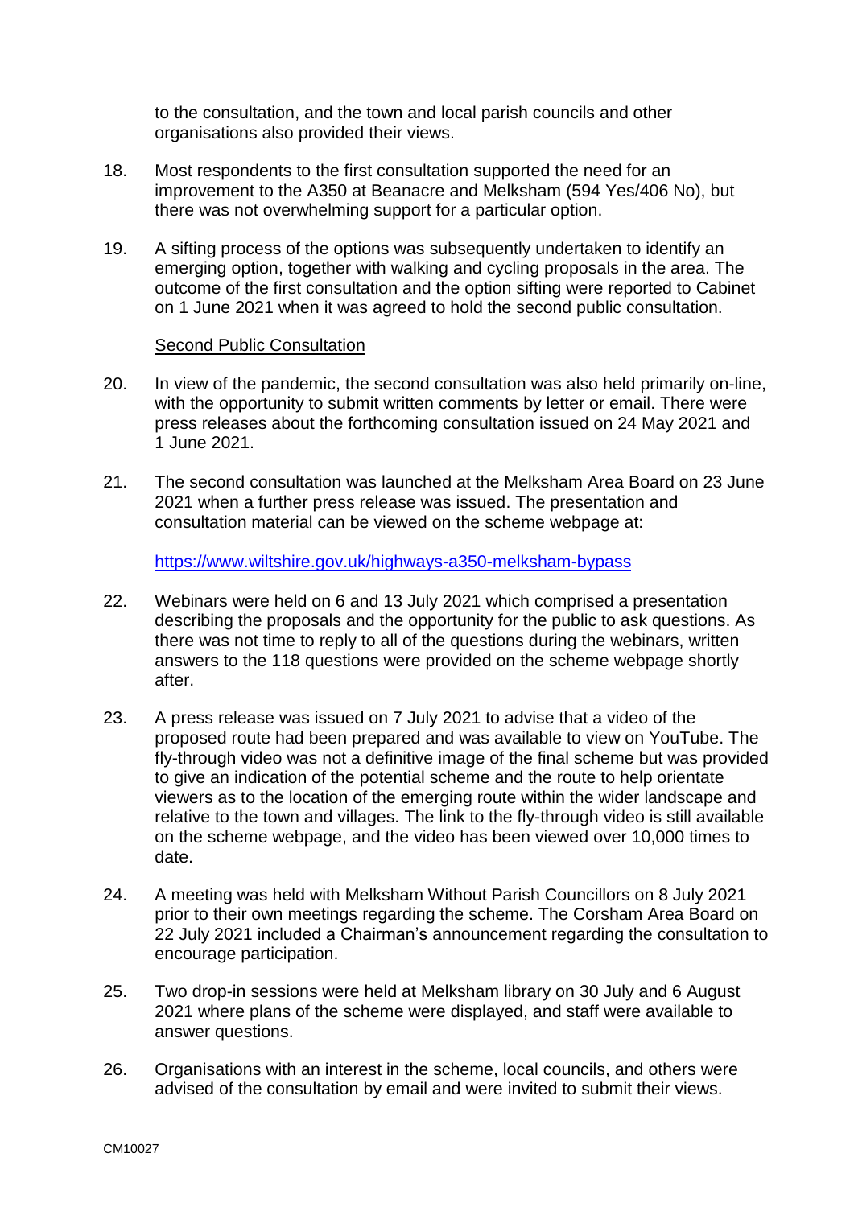to the consultation, and the town and local parish councils and other organisations also provided their views.

18. Most respondents to the first consultation supported the need for an improvement to the A350 at Beanacre and Melksham (594 Yes/406 No), but there was not overwhelming support for a particular option.

19. A sifting process of the options was subsequently undertaken to identify an emerging option, together with walking and cycling proposals in the area. The outcome of the first consultation and the option sifting were reported to Cabinet on 1 June 2021 when it was agreed to hold the second public consultation.

<u>Second Public Consultation</u>

20. In view of the pandemic, the second consultation was also held primarily on-line, with the opportunity to submit written comments by letter or email. There were press releases about the forthcoming consultation issued on 24 May 2021 and 1 June 2021.

21. The second consultation was launched at the Melksham Area Board on 23 June 2021 when a further press release was issued. The presentation and consultation material can be viewed on the scheme webpage at:

    https://www.wiltshire.gov.uk/highways-a350-melksham-bypass

22. Webinars were held on 6 and 13 July 2021 which comprised a presentation describing the proposals and the opportunity for the public to ask questions. As there was not time to reply to all of the questions during the webinars, written answers to the 118 questions were provided on the scheme webpage shortly after.

23. A press release was issued on 7 July 2021 to advise that a video of the proposed route had been prepared and was available to view on YouTube. The fly-through video was not a definitive image of the final scheme but was provided to give an indication of the potential scheme and the route to help orientate viewers as to the location of the emerging route within the wider landscape and relative to the town and villages. The link to the fly-through video is still available on the scheme webpage, and the video has been viewed over 10,000 times to date.

24. A meeting was held with Melksham Without Parish Councillors on 8 July 2021 prior to their own meetings regarding the scheme. The Corsham Area Board on 22 July 2021 included a Chairman's announcement regarding the consultation to encourage participation.

25. Two drop-in sessions were held at Melksham library on 30 July and 6 August 2021 where plans of the scheme were displayed, and staff were available to answer questions.

26. Organisations with an interest in the scheme, local councils, and others were advised of the consultation by email and were invited to submit their views.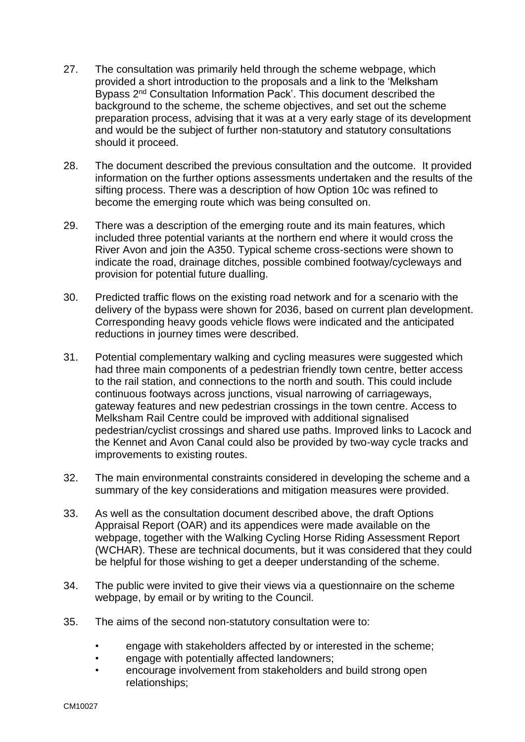27. The consultation was primarily held through the scheme webpage, which provided a short introduction to the proposals and a link to the 'Melksham Bypass 2nd Consultation Information Pack'. This document described the background to the scheme, the scheme objectives, and set out the scheme preparation process, advising that it was at a very early stage of its development and would be the subject of further non-statutory and statutory consultations should it proceed.

28. The document described the previous consultation and the outcome. It provided information on the further options assessments undertaken and the results of the sifting process. There was a description of how Option 10c was refined to become the emerging route which was being consulted on.

29. There was a description of the emerging route and its main features, which included three potential variants at the northern end where it would cross the River Avon and join the A350. Typical scheme cross-sections were shown to indicate the road, drainage ditches, possible combined footway/cycleways and provision for potential future dualling.

30. Predicted traffic flows on the existing road network and for a scenario with the delivery of the bypass were shown for 2036, based on current plan development. Corresponding heavy goods vehicle flows were indicated and the anticipated reductions in journey times were described.

31. Potential complementary walking and cycling measures were suggested which had three main components of a pedestrian friendly town centre, better access to the rail station, and connections to the north and south. This could include continuous footways across junctions, visual narrowing of carriageways, gateway features and new pedestrian crossings in the town centre. Access to Melksham Rail Centre could be improved with additional signalised pedestrian/cyclist crossings and shared use paths. Improved links to Lacock and the Kennet and Avon Canal could also be provided by two-way cycle tracks and improvements to existing routes.

32. The main environmental constraints considered in developing the scheme and a summary of the key considerations and mitigation measures were provided.

33. As well as the consultation document described above, the draft Options Appraisal Report (OAR) and its appendices were made available on the webpage, together with the Walking Cycling Horse Riding Assessment Report (WCHAR). These are technical documents, but it was considered that they could be helpful for those wishing to get a deeper understanding of the scheme.

34. The public were invited to give their views via a questionnaire on the scheme webpage, by email or by writing to the Council.

35. The aims of the second non-statutory consultation were to:

- engage with stakeholders affected by or interested in the scheme;
- engage with potentially affected landowners;
- encourage involvement from stakeholders and build strong open relationships;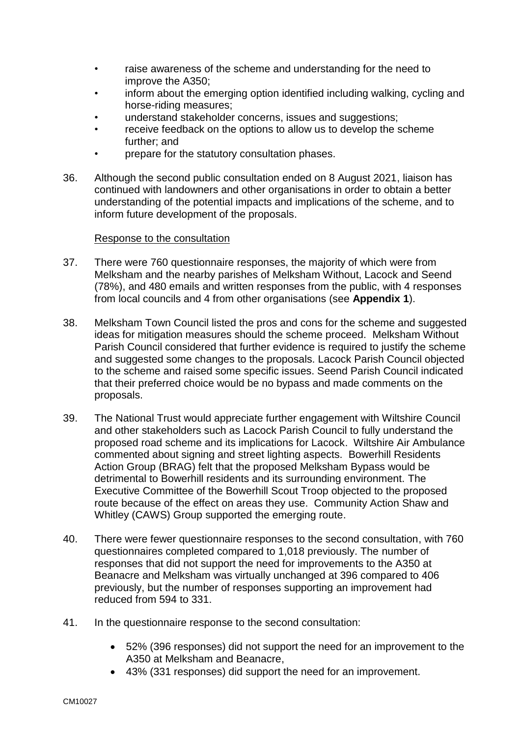- raise awareness of the scheme and understanding for the need to improve the A350;
- inform about the emerging option identified including walking, cycling and horse-riding measures;
- understand stakeholder concerns, issues and suggestions;
- receive feedback on the options to allow us to develop the scheme further; and
- prepare for the statutory consultation phases.

36. Although the second public consultation ended on 8 August 2021, liaison has continued with landowners and other organisations in order to obtain a better understanding of the potential impacts and implications of the scheme, and to inform future development of the proposals.

Response to the consultation

37. There were 760 questionnaire responses, the majority of which were from Melksham and the nearby parishes of Melksham Without, Lacock and Seend (78%), and 480 emails and written responses from the public, with 4 responses from local councils and 4 from other organisations (see **Appendix 1**).

38. Melksham Town Council listed the pros and cons for the scheme and suggested ideas for mitigation measures should the scheme proceed. Melksham Without Parish Council considered that further evidence is required to justify the scheme and suggested some changes to the proposals. Lacock Parish Council objected to the scheme and raised some specific issues. Seend Parish Council indicated that their preferred choice would be no bypass and made comments on the proposals.

39. The National Trust would appreciate further engagement with Wiltshire Council and other stakeholders such as Lacock Parish Council to fully understand the proposed road scheme and its implications for Lacock. Wiltshire Air Ambulance commented about signing and street lighting aspects. Bowerhill Residents Action Group (BRAG) felt that the proposed Melksham Bypass would be detrimental to Bowerhill residents and its surrounding environment. The Executive Committee of the Bowerhill Scout Troop objected to the proposed route because of the effect on areas they use. Community Action Shaw and Whitley (CAWS) Group supported the emerging route.

40. There were fewer questionnaire responses to the second consultation, with 760 questionnaires completed compared to 1,018 previously. The number of responses that did not support the need for improvements to the A350 at Beanacre and Melksham was virtually unchanged at 396 compared to 406 previously, but the number of responses supporting an improvement had reduced from 594 to 331.

41. In the questionnaire response to the second consultation:

    - 52% (396 responses) did not support the need for an improvement to the A350 at Melksham and Beanacre,
    - 43% (331 responses) did support the need for an improvement.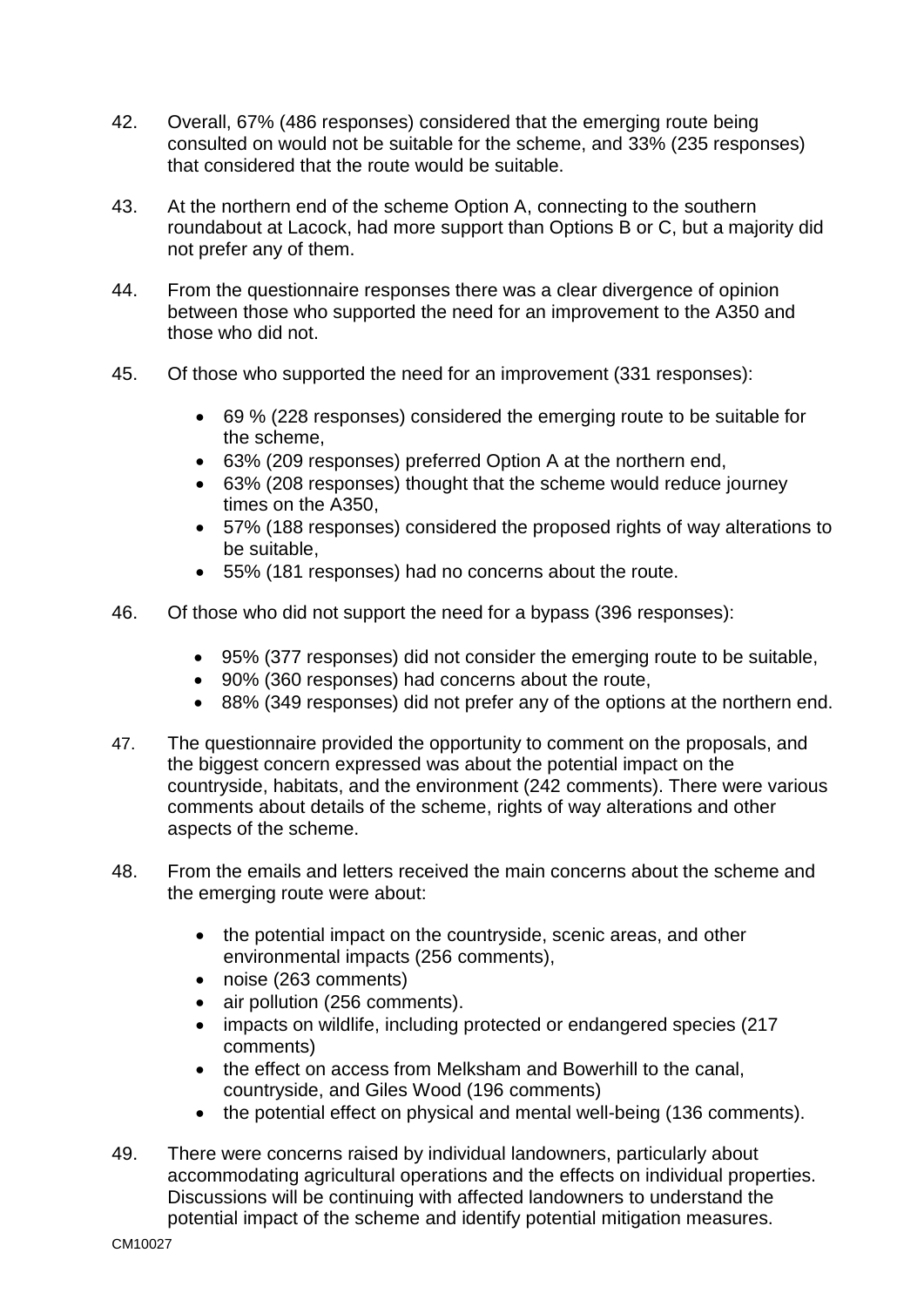42. Overall, 67% (486 responses) considered that the emerging route being consulted on would not be suitable for the scheme, and 33% (235 responses) that considered that the route would be suitable.

43. At the northern end of the scheme Option A, connecting to the southern roundabout at Lacock, had more support than Options B or C, but a majority did not prefer any of them.

44. From the questionnaire responses there was a clear divergence of opinion between those who supported the need for an improvement to the A350 and those who did not.

45. Of those who supported the need for an improvement (331 responses):

    - 69 % (228 responses) considered the emerging route to be suitable for the scheme,
    - 63% (209 responses) preferred Option A at the northern end,
    - 63% (208 responses) thought that the scheme would reduce journey times on the A350,
    - 57% (188 responses) considered the proposed rights of way alterations to be suitable,
    - 55% (181 responses) had no concerns about the route.

46. Of those who did not support the need for a bypass (396 responses):

    - 95% (377 responses) did not consider the emerging route to be suitable,
    - 90% (360 responses) had concerns about the route,
    - 88% (349 responses) did not prefer any of the options at the northern end.

47. The questionnaire provided the opportunity to comment on the proposals, and the biggest concern expressed was about the potential impact on the countryside, habitats, and the environment (242 comments). There were various comments about details of the scheme, rights of way alterations and other aspects of the scheme.

48. From the emails and letters received the main concerns about the scheme and the emerging route were about:

    - the potential impact on the countryside, scenic areas, and other environmental impacts (256 comments),
    - noise (263 comments)
    - air pollution (256 comments).
    - impacts on wildlife, including protected or endangered species (217 comments)
    - the effect on access from Melksham and Bowerhill to the canal, countryside, and Giles Wood (196 comments)
    - the potential effect on physical and mental well-being (136 comments).

49. There were concerns raised by individual landowners, particularly about accommodating agricultural operations and the effects on individual properties. Discussions will be continuing with affected landowners to understand the potential impact of the scheme and identify potential mitigation measures.

CM10027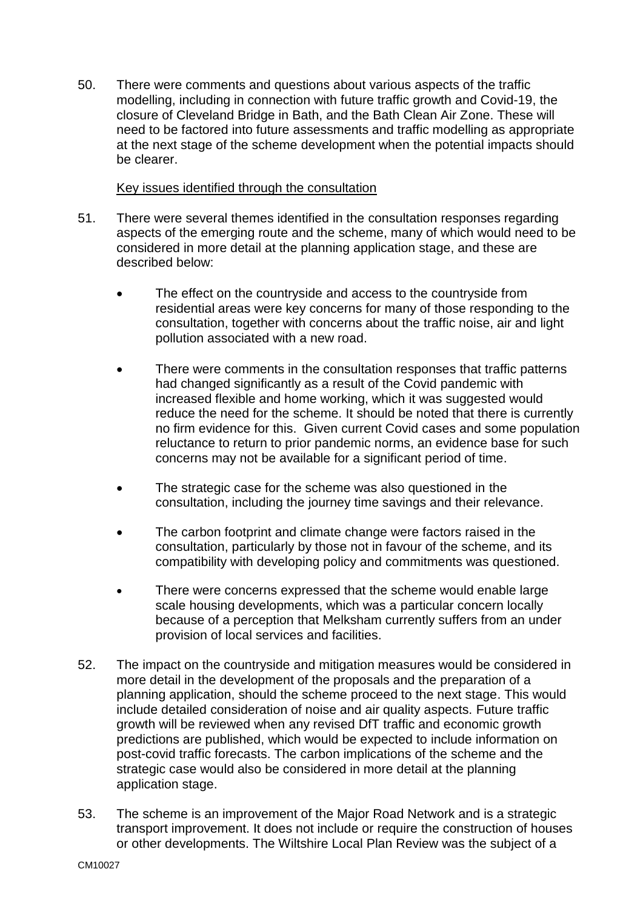50. There were comments and questions about various aspects of the traffic modelling, including in connection with future traffic growth and Covid-19, the closure of Cleveland Bridge in Bath, and the Bath Clean Air Zone. These will need to be factored into future assessments and traffic modelling as appropriate at the next stage of the scheme development when the potential impacts should be clearer.

Key issues identified through the consultation

51. There were several themes identified in the consultation responses regarding aspects of the emerging route and the scheme, many of which would need to be considered in more detail at the planning application stage, and these are described below:

- The effect on the countryside and access to the countryside from residential areas were key concerns for many of those responding to the consultation, together with concerns about the traffic noise, air and light pollution associated with a new road.

- There were comments in the consultation responses that traffic patterns had changed significantly as a result of the Covid pandemic with increased flexible and home working, which it was suggested would reduce the need for the scheme. It should be noted that there is currently no firm evidence for this. Given current Covid cases and some population reluctance to return to prior pandemic norms, an evidence base for such concerns may not be available for a significant period of time.

- The strategic case for the scheme was also questioned in the consultation, including the journey time savings and their relevance.

- The carbon footprint and climate change were factors raised in the consultation, particularly by those not in favour of the scheme, and its compatibility with developing policy and commitments was questioned.

- There were concerns expressed that the scheme would enable large scale housing developments, which was a particular concern locally because of a perception that Melksham currently suffers from an under provision of local services and facilities.

52. The impact on the countryside and mitigation measures would be considered in more detail in the development of the proposals and the preparation of a planning application, should the scheme proceed to the next stage. This would include detailed consideration of noise and air quality aspects. Future traffic growth will be reviewed when any revised DfT traffic and economic growth predictions are published, which would be expected to include information on post-covid traffic forecasts. The carbon implications of the scheme and the strategic case would also be considered in more detail at the planning application stage.

53. The scheme is an improvement of the Major Road Network and is a strategic transport improvement. It does not include or require the construction of houses or other developments. The Wiltshire Local Plan Review was the subject of a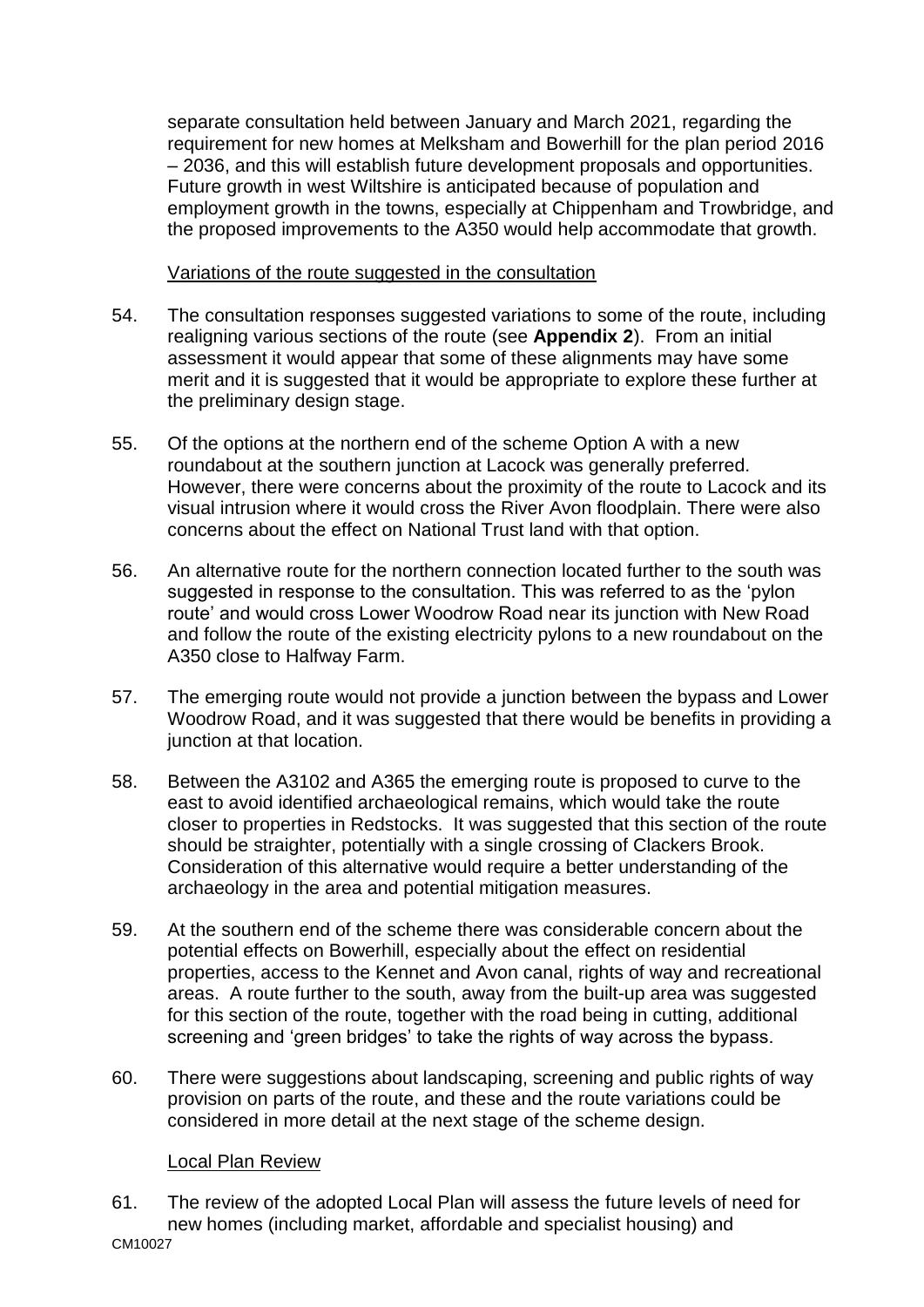separate consultation held between January and March 2021, regarding the requirement for new homes at Melksham and Bowerhill for the plan period 2016 – 2036, and this will establish future development proposals and opportunities. Future growth in west Wiltshire is anticipated because of population and employment growth in the towns, especially at Chippenham and Trowbridge, and the proposed improvements to the A350 would help accommodate that growth.

Variations of the route suggested in the consultation

54. The consultation responses suggested variations to some of the route, including realigning various sections of the route (see **Appendix 2**). From an initial assessment it would appear that some of these alignments may have some merit and it is suggested that it would be appropriate to explore these further at the preliminary design stage.

55. Of the options at the northern end of the scheme Option A with a new roundabout at the southern junction at Lacock was generally preferred. However, there were concerns about the proximity of the route to Lacock and its visual intrusion where it would cross the River Avon floodplain. There were also concerns about the effect on National Trust land with that option.

56. An alternative route for the northern connection located further to the south was suggested in response to the consultation. This was referred to as the 'pylon route' and would cross Lower Woodrow Road near its junction with New Road and follow the route of the existing electricity pylons to a new roundabout on the A350 close to Halfway Farm.

57. The emerging route would not provide a junction between the bypass and Lower Woodrow Road, and it was suggested that there would be benefits in providing a junction at that location.

58. Between the A3102 and A365 the emerging route is proposed to curve to the east to avoid identified archaeological remains, which would take the route closer to properties in Redstocks. It was suggested that this section of the route should be straighter, potentially with a single crossing of Clackers Brook. Consideration of this alternative would require a better understanding of the archaeology in the area and potential mitigation measures.

59. At the southern end of the scheme there was considerable concern about the potential effects on Bowerhill, especially about the effect on residential properties, access to the Kennet and Avon canal, rights of way and recreational areas. A route further to the south, away from the built-up area was suggested for this section of the route, together with the road being in cutting, additional screening and 'green bridges' to take the rights of way across the bypass.

60. There were suggestions about landscaping, screening and public rights of way provision on parts of the route, and these and the route variations could be considered in more detail at the next stage of the scheme design.

Local Plan Review

61. The review of the adopted Local Plan will assess the future levels of need for new homes (including market, affordable and specialist housing) and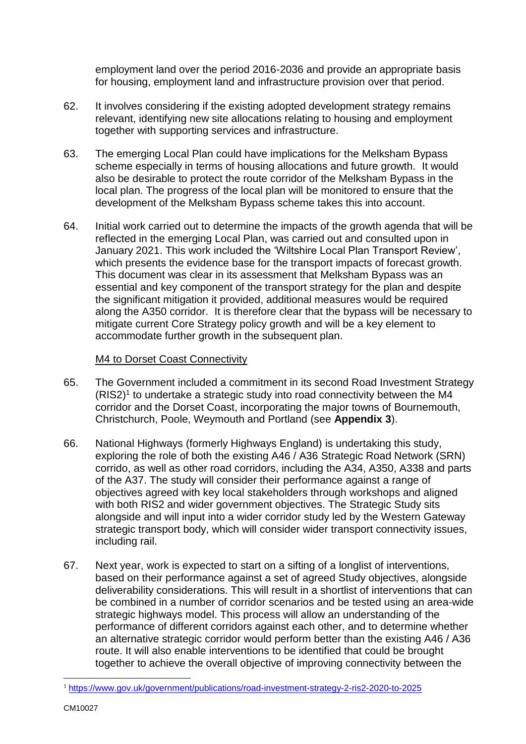employment land over the period 2016-2036 and provide an appropriate basis for housing, employment land and infrastructure provision over that period.

62. It involves considering if the existing adopted development strategy remains relevant, identifying new site allocations relating to housing and employment together with supporting services and infrastructure.

63. The emerging Local Plan could have implications for the Melksham Bypass scheme especially in terms of housing allocations and future growth. It would also be desirable to protect the route corridor of the Melksham Bypass in the local plan. The progress of the local plan will be monitored to ensure that the development of the Melksham Bypass scheme takes this into account.

64. Initial work carried out to determine the impacts of the growth agenda that will be reflected in the emerging Local Plan, was carried out and consulted upon in January 2021. This work included the 'Wiltshire Local Plan Transport Review', which presents the evidence base for the transport impacts of forecast growth. This document was clear in its assessment that Melksham Bypass was an essential and key component of the transport strategy for the plan and despite the significant mitigation it provided, additional measures would be required along the A350 corridor. It is therefore clear that the bypass will be necessary to mitigate current Core Strategy policy growth and will be a key element to accommodate further growth in the subsequent plan.

<u>M4 to Dorset Coast Connectivity</u>

65. The Government included a commitment in its second Road Investment Strategy (RIS2)[1] to undertake a strategic study into road connectivity between the M4 corridor and the Dorset Coast, incorporating the major towns of Bournemouth, Christchurch, Poole, Weymouth and Portland (see **Appendix 3**).

66. National Highways (formerly Highways England) is undertaking this study, exploring the role of both the existing A46 / A36 Strategic Road Network (SRN) corrido, as well as other road corridors, including the A34, A350, A338 and parts of the A37. The study will consider their performance against a range of objectives agreed with key local stakeholders through workshops and aligned with both RIS2 and wider government objectives. The Strategic Study sits alongside and will input into a wider corridor study led by the Western Gateway strategic transport body, which will consider wider transport connectivity issues, including rail.

67. Next year, work is expected to start on a sifting of a longlist of interventions, based on their performance against a set of agreed Study objectives, alongside deliverability considerations. This will result in a shortlist of interventions that can be combined in a number of corridor scenarios and be tested using an area-wide strategic highways model. This process will allow an understanding of the performance of different corridors against each other, and to determine whether an alternative strategic corridor would perform better than the existing A46 / A36 route. It will also enable interventions to be identified that could be brought together to achieve the overall objective of improving connectivity between the

---

[1] https://www.gov.uk/government/publications/road-investment-strategy-2-ris2-2020-to-2025

CM10027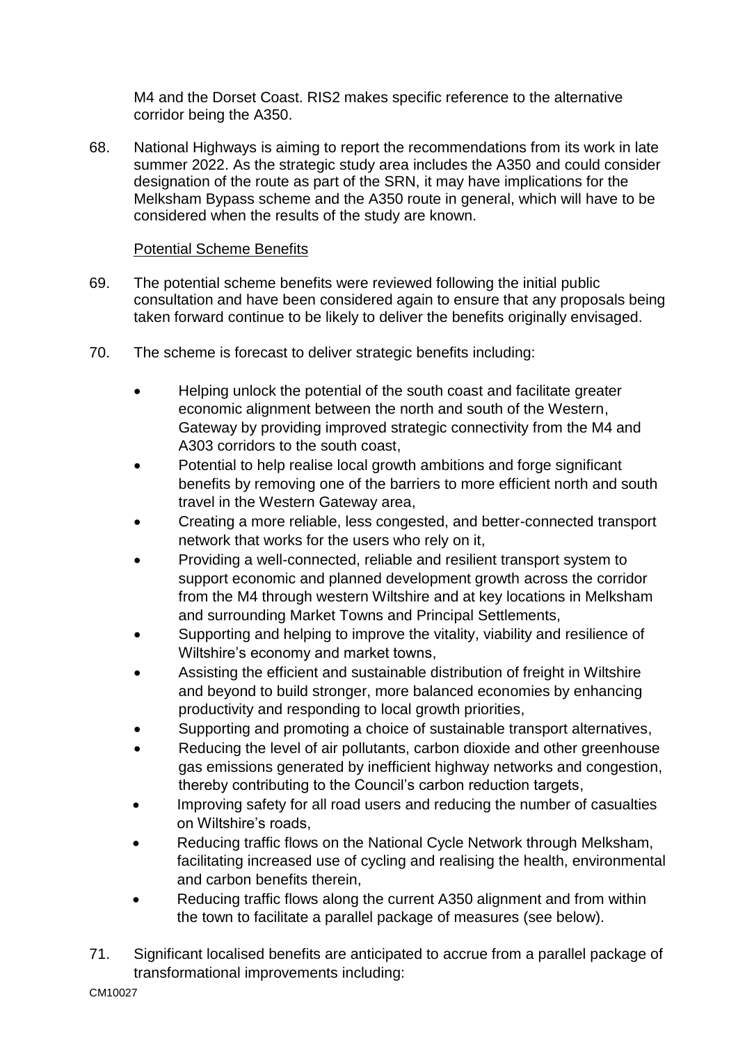M4 and the Dorset Coast. RIS2 makes specific reference to the alternative corridor being the A350.

68. National Highways is aiming to report the recommendations from its work in late summer 2022. As the strategic study area includes the A350 and could consider designation of the route as part of the SRN, it may have implications for the Melksham Bypass scheme and the A350 route in general, which will have to be considered when the results of the study are known.

Potential Scheme Benefits

69. The potential scheme benefits were reviewed following the initial public consultation and have been considered again to ensure that any proposals being taken forward continue to be likely to deliver the benefits originally envisaged.

70. The scheme is forecast to deliver strategic benefits including:

- Helping unlock the potential of the south coast and facilitate greater economic alignment between the north and south of the Western, Gateway by providing improved strategic connectivity from the M4 and A303 corridors to the south coast,
- Potential to help realise local growth ambitions and forge significant benefits by removing one of the barriers to more efficient north and south travel in the Western Gateway area,
- Creating a more reliable, less congested, and better-connected transport network that works for the users who rely on it,
- Providing a well-connected, reliable and resilient transport system to support economic and planned development growth across the corridor from the M4 through western Wiltshire and at key locations in Melksham and surrounding Market Towns and Principal Settlements,
- Supporting and helping to improve the vitality, viability and resilience of Wiltshire's economy and market towns,
- Assisting the efficient and sustainable distribution of freight in Wiltshire and beyond to build stronger, more balanced economies by enhancing productivity and responding to local growth priorities,
- Supporting and promoting a choice of sustainable transport alternatives,
- Reducing the level of air pollutants, carbon dioxide and other greenhouse gas emissions generated by inefficient highway networks and congestion, thereby contributing to the Council's carbon reduction targets,
- Improving safety for all road users and reducing the number of casualties on Wiltshire's roads,
- Reducing traffic flows on the National Cycle Network through Melksham, facilitating increased use of cycling and realising the health, environmental and carbon benefits therein,
- Reducing traffic flows along the current A350 alignment and from within the town to facilitate a parallel package of measures (see below).

71. Significant localised benefits are anticipated to accrue from a parallel package of transformational improvements including: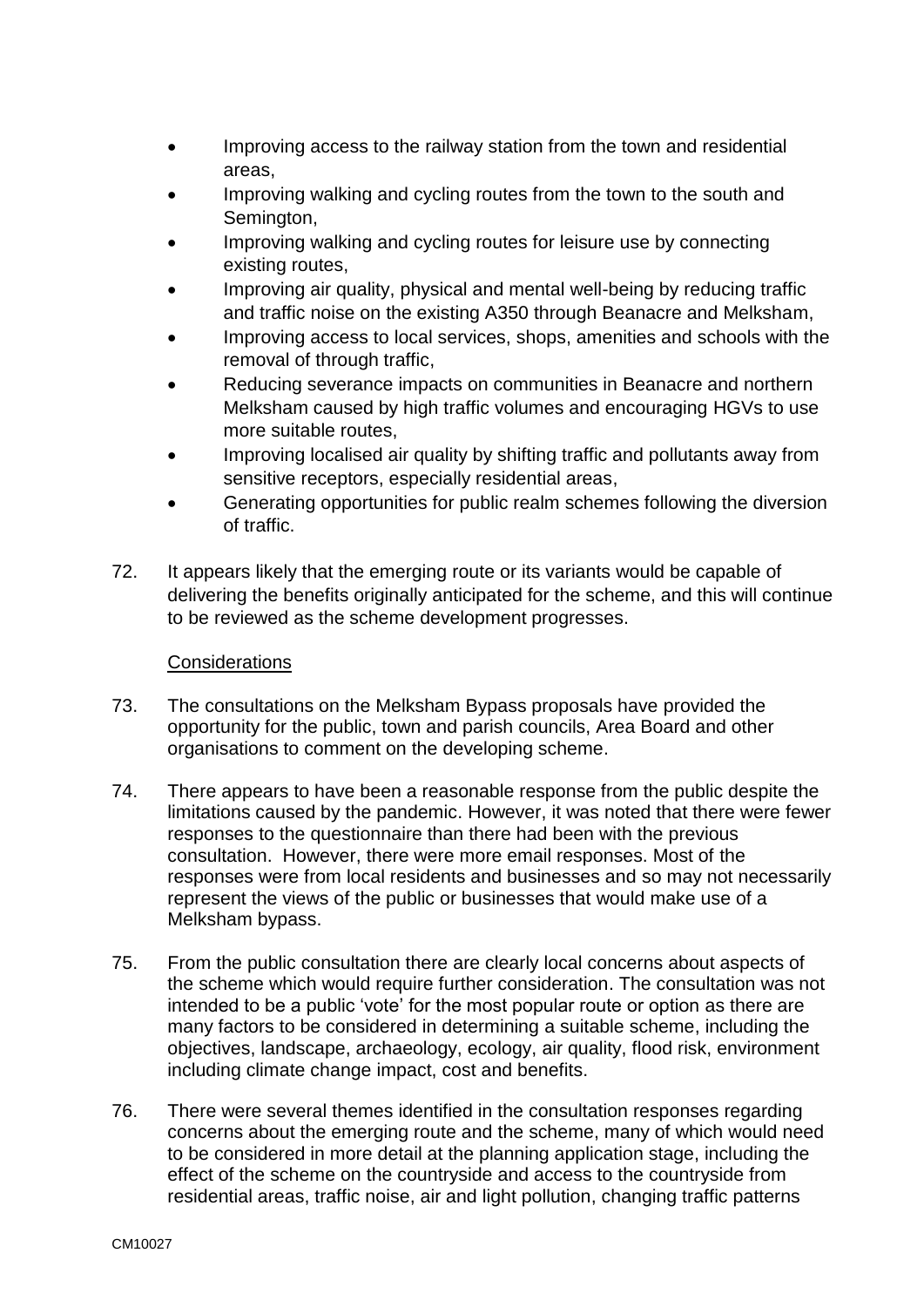- Improving access to the railway station from the town and residential areas,
- Improving walking and cycling routes from the town to the south and Semington,
- Improving walking and cycling routes for leisure use by connecting existing routes,
- Improving air quality, physical and mental well-being by reducing traffic and traffic noise on the existing A350 through Beanacre and Melksham,
- Improving access to local services, shops, amenities and schools with the removal of through traffic,
- Reducing severance impacts on communities in Beanacre and northern Melksham caused by high traffic volumes and encouraging HGVs to use more suitable routes,
- Improving localised air quality by shifting traffic and pollutants away from sensitive receptors, especially residential areas,
- Generating opportunities for public realm schemes following the diversion of traffic.

72. It appears likely that the emerging route or its variants would be capable of delivering the benefits originally anticipated for the scheme, and this will continue to be reviewed as the scheme development progresses.

<u>Considerations</u>

73. The consultations on the Melksham Bypass proposals have provided the opportunity for the public, town and parish councils, Area Board and other organisations to comment on the developing scheme.

74. There appears to have been a reasonable response from the public despite the limitations caused by the pandemic. However, it was noted that there were fewer responses to the questionnaire than there had been with the previous consultation. However, there were more email responses. Most of the responses were from local residents and businesses and so may not necessarily represent the views of the public or businesses that would make use of a Melksham bypass.

75. From the public consultation there are clearly local concerns about aspects of the scheme which would require further consideration. The consultation was not intended to be a public 'vote' for the most popular route or option as there are many factors to be considered in determining a suitable scheme, including the objectives, landscape, archaeology, ecology, air quality, flood risk, environment including climate change impact, cost and benefits.

76. There were several themes identified in the consultation responses regarding concerns about the emerging route and the scheme, many of which would need to be considered in more detail at the planning application stage, including the effect of the scheme on the countryside and access to the countryside from residential areas, traffic noise, air and light pollution, changing traffic patterns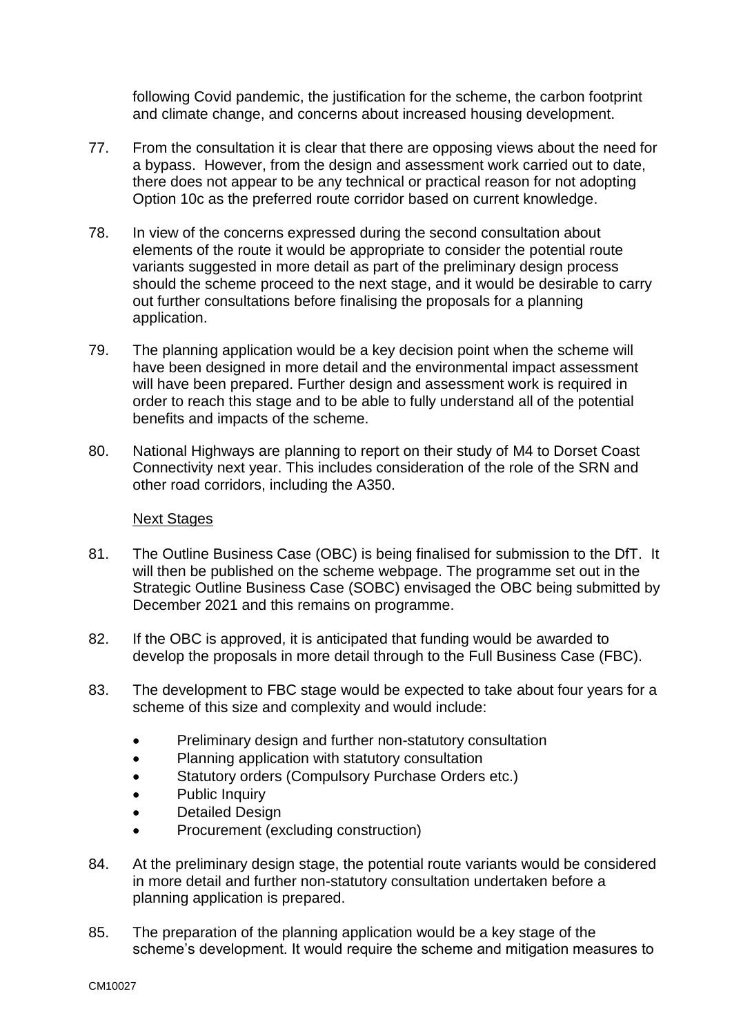following Covid pandemic, the justification for the scheme, the carbon footprint and climate change, and concerns about increased housing development.

77. From the consultation it is clear that there are opposing views about the need for a bypass. However, from the design and assessment work carried out to date, there does not appear to be any technical or practical reason for not adopting Option 10c as the preferred route corridor based on current knowledge.

78. In view of the concerns expressed during the second consultation about elements of the route it would be appropriate to consider the potential route variants suggested in more detail as part of the preliminary design process should the scheme proceed to the next stage, and it would be desirable to carry out further consultations before finalising the proposals for a planning application.

79. The planning application would be a key decision point when the scheme will have been designed in more detail and the environmental impact assessment will have been prepared. Further design and assessment work is required in order to reach this stage and to be able to fully understand all of the potential benefits and impacts of the scheme.

80. National Highways are planning to report on their study of M4 to Dorset Coast Connectivity next year. This includes consideration of the role of the SRN and other road corridors, including the A350.

<u>Next Stages</u>

81. The Outline Business Case (OBC) is being finalised for submission to the DfT. It will then be published on the scheme webpage. The programme set out in the Strategic Outline Business Case (SOBC) envisaged the OBC being submitted by December 2021 and this remains on programme.

82. If the OBC is approved, it is anticipated that funding would be awarded to develop the proposals in more detail through to the Full Business Case (FBC).

83. The development to FBC stage would be expected to take about four years for a scheme of this size and complexity and would include:

   - Preliminary design and further non-statutory consultation
   - Planning application with statutory consultation
   - Statutory orders (Compulsory Purchase Orders etc.)
   - Public Inquiry
   - Detailed Design
   - Procurement (excluding construction)

84. At the preliminary design stage, the potential route variants would be considered in more detail and further non-statutory consultation undertaken before a planning application is prepared.

85. The preparation of the planning application would be a key stage of the scheme's development. It would require the scheme and mitigation measures to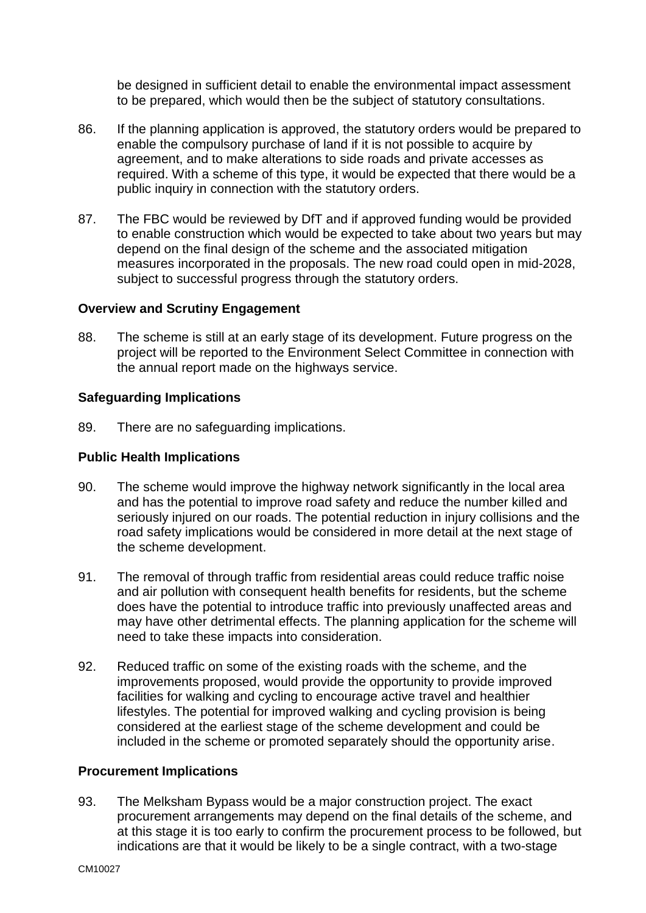be designed in sufficient detail to enable the environmental impact assessment to be prepared, which would then be the subject of statutory consultations.

86. If the planning application is approved, the statutory orders would be prepared to enable the compulsory purchase of land if it is not possible to acquire by agreement, and to make alterations to side roads and private accesses as required. With a scheme of this type, it would be expected that there would be a public inquiry in connection with the statutory orders.

87. The FBC would be reviewed by DfT and if approved funding would be provided to enable construction which would be expected to take about two years but may depend on the final design of the scheme and the associated mitigation measures incorporated in the proposals. The new road could open in mid-2028, subject to successful progress through the statutory orders.

**Overview and Scrutiny Engagement**

88. The scheme is still at an early stage of its development. Future progress on the project will be reported to the Environment Select Committee in connection with the annual report made on the highways service.

**Safeguarding Implications**

89. There are no safeguarding implications.

**Public Health Implications**

90. The scheme would improve the highway network significantly in the local area and has the potential to improve road safety and reduce the number killed and seriously injured on our roads. The potential reduction in injury collisions and the road safety implications would be considered in more detail at the next stage of the scheme development.

91. The removal of through traffic from residential areas could reduce traffic noise and air pollution with consequent health benefits for residents, but the scheme does have the potential to introduce traffic into previously unaffected areas and may have other detrimental effects. The planning application for the scheme will need to take these impacts into consideration.

92. Reduced traffic on some of the existing roads with the scheme, and the improvements proposed, would provide the opportunity to provide improved facilities for walking and cycling to encourage active travel and healthier lifestyles. The potential for improved walking and cycling provision is being considered at the earliest stage of the scheme development and could be included in the scheme or promoted separately should the opportunity arise.

**Procurement Implications**

93. The Melksham Bypass would be a major construction project. The exact procurement arrangements may depend on the final details of the scheme, and at this stage it is too early to confirm the procurement process to be followed, but indications are that it would be likely to be a single contract, with a two-stage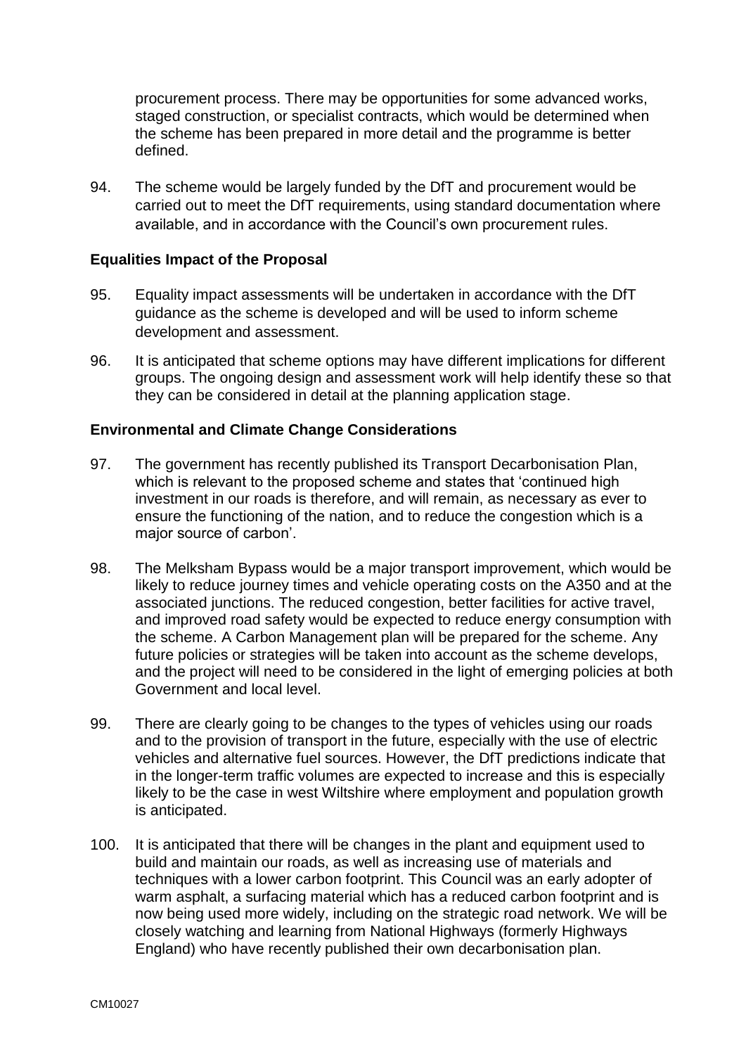procurement process. There may be opportunities for some advanced works, staged construction, or specialist contracts, which would be determined when the scheme has been prepared in more detail and the programme is better defined.

94. The scheme would be largely funded by the DfT and procurement would be carried out to meet the DfT requirements, using standard documentation where available, and in accordance with the Council's own procurement rules.

**Equalities Impact of the Proposal**

95. Equality impact assessments will be undertaken in accordance with the DfT guidance as the scheme is developed and will be used to inform scheme development and assessment.

96. It is anticipated that scheme options may have different implications for different groups. The ongoing design and assessment work will help identify these so that they can be considered in detail at the planning application stage.

**Environmental and Climate Change Considerations**

97. The government has recently published its Transport Decarbonisation Plan, which is relevant to the proposed scheme and states that 'continued high investment in our roads is therefore, and will remain, as necessary as ever to ensure the functioning of the nation, and to reduce the congestion which is a major source of carbon'.

98. The Melksham Bypass would be a major transport improvement, which would be likely to reduce journey times and vehicle operating costs on the A350 and at the associated junctions. The reduced congestion, better facilities for active travel, and improved road safety would be expected to reduce energy consumption with the scheme. A Carbon Management plan will be prepared for the scheme. Any future policies or strategies will be taken into account as the scheme develops, and the project will need to be considered in the light of emerging policies at both Government and local level.

99. There are clearly going to be changes to the types of vehicles using our roads and to the provision of transport in the future, especially with the use of electric vehicles and alternative fuel sources. However, the DfT predictions indicate that in the longer-term traffic volumes are expected to increase and this is especially likely to be the case in west Wiltshire where employment and population growth is anticipated.

100. It is anticipated that there will be changes in the plant and equipment used to build and maintain our roads, as well as increasing use of materials and techniques with a lower carbon footprint. This Council was an early adopter of warm asphalt, a surfacing material which has a reduced carbon footprint and is now being used more widely, including on the strategic road network. We will be closely watching and learning from National Highways (formerly Highways England) who have recently published their own decarbonisation plan.

CM10027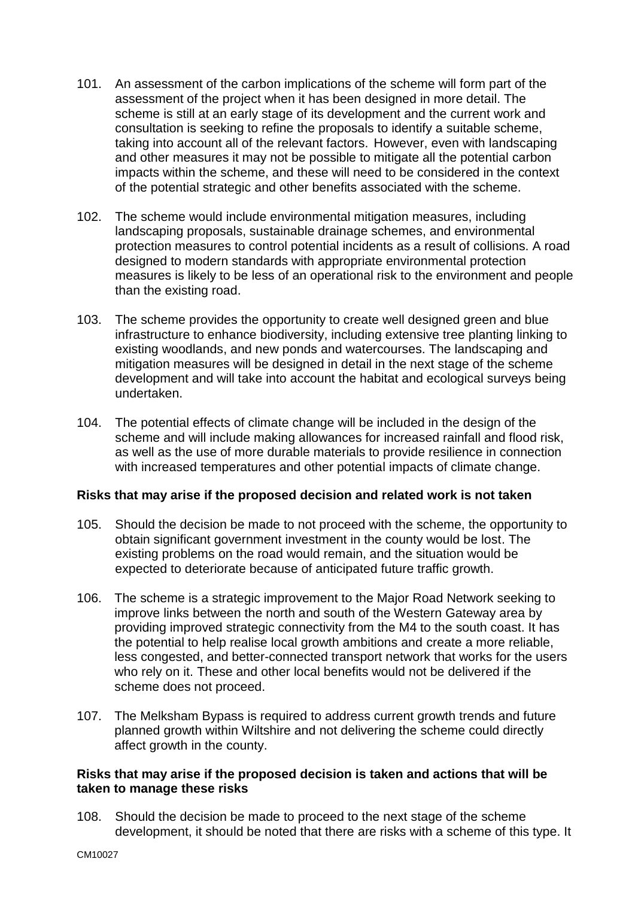101. An assessment of the carbon implications of the scheme will form part of the assessment of the project when it has been designed in more detail. The scheme is still at an early stage of its development and the current work and consultation is seeking to refine the proposals to identify a suitable scheme, taking into account all of the relevant factors. However, even with landscaping and other measures it may not be possible to mitigate all the potential carbon impacts within the scheme, and these will need to be considered in the context of the potential strategic and other benefits associated with the scheme.

102. The scheme would include environmental mitigation measures, including landscaping proposals, sustainable drainage schemes, and environmental protection measures to control potential incidents as a result of collisions. A road designed to modern standards with appropriate environmental protection measures is likely to be less of an operational risk to the environment and people than the existing road.

103. The scheme provides the opportunity to create well designed green and blue infrastructure to enhance biodiversity, including extensive tree planting linking to existing woodlands, and new ponds and watercourses. The landscaping and mitigation measures will be designed in detail in the next stage of the scheme development and will take into account the habitat and ecological surveys being undertaken.

104. The potential effects of climate change will be included in the design of the scheme and will include making allowances for increased rainfall and flood risk, as well as the use of more durable materials to provide resilience in connection with increased temperatures and other potential impacts of climate change.

**Risks that may arise if the proposed decision and related work is not taken**

105. Should the decision be made to not proceed with the scheme, the opportunity to obtain significant government investment in the county would be lost. The existing problems on the road would remain, and the situation would be expected to deteriorate because of anticipated future traffic growth.

106. The scheme is a strategic improvement to the Major Road Network seeking to improve links between the north and south of the Western Gateway area by providing improved strategic connectivity from the M4 to the south coast. It has the potential to help realise local growth ambitions and create a more reliable, less congested, and better-connected transport network that works for the users who rely on it. These and other local benefits would not be delivered if the scheme does not proceed.

107. The Melksham Bypass is required to address current growth trends and future planned growth within Wiltshire and not delivering the scheme could directly affect growth in the county.

**Risks that may arise if the proposed decision is taken and actions that will be taken to manage these risks**

108. Should the decision be made to proceed to the next stage of the scheme development, it should be noted that there are risks with a scheme of this type. It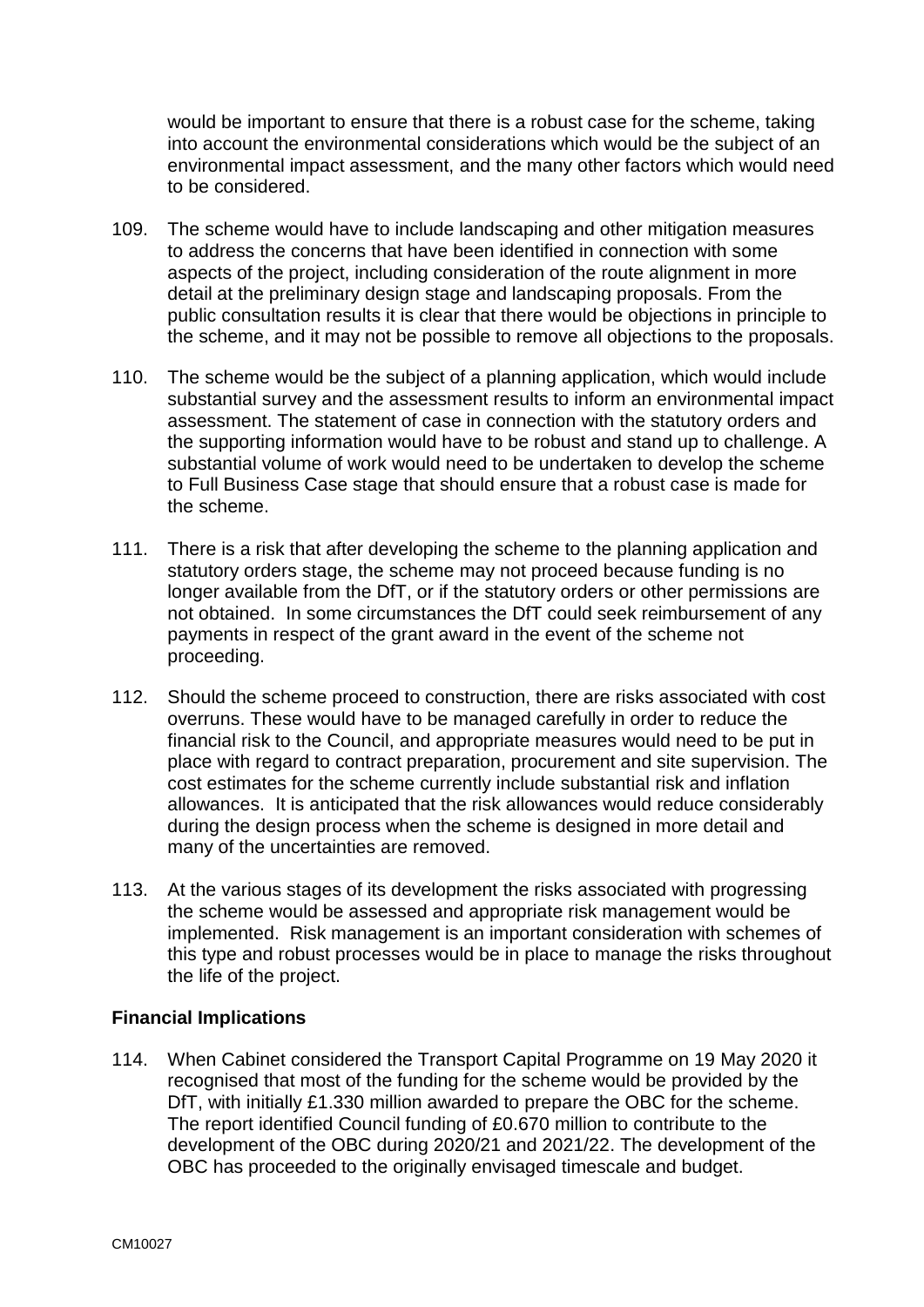would be important to ensure that there is a robust case for the scheme, taking into account the environmental considerations which would be the subject of an environmental impact assessment, and the many other factors which would need to be considered.

109. The scheme would have to include landscaping and other mitigation measures to address the concerns that have been identified in connection with some aspects of the project, including consideration of the route alignment in more detail at the preliminary design stage and landscaping proposals. From the public consultation results it is clear that there would be objections in principle to the scheme, and it may not be possible to remove all objections to the proposals.

110. The scheme would be the subject of a planning application, which would include substantial survey and the assessment results to inform an environmental impact assessment. The statement of case in connection with the statutory orders and the supporting information would have to be robust and stand up to challenge. A substantial volume of work would need to be undertaken to develop the scheme to Full Business Case stage that should ensure that a robust case is made for the scheme.

111. There is a risk that after developing the scheme to the planning application and statutory orders stage, the scheme may not proceed because funding is no longer available from the DfT, or if the statutory orders or other permissions are not obtained. In some circumstances the DfT could seek reimbursement of any payments in respect of the grant award in the event of the scheme not proceeding.

112. Should the scheme proceed to construction, there are risks associated with cost overruns. These would have to be managed carefully in order to reduce the financial risk to the Council, and appropriate measures would need to be put in place with regard to contract preparation, procurement and site supervision. The cost estimates for the scheme currently include substantial risk and inflation allowances. It is anticipated that the risk allowances would reduce considerably during the design process when the scheme is designed in more detail and many of the uncertainties are removed.

113. At the various stages of its development the risks associated with progressing the scheme would be assessed and appropriate risk management would be implemented. Risk management is an important consideration with schemes of this type and robust processes would be in place to manage the risks throughout the life of the project.

**Financial Implications**

114. When Cabinet considered the Transport Capital Programme on 19 May 2020 it recognised that most of the funding for the scheme would be provided by the DfT, with initially £1.330 million awarded to prepare the OBC for the scheme. The report identified Council funding of £0.670 million to contribute to the development of the OBC during 2020/21 and 2021/22. The development of the OBC has proceeded to the originally envisaged timescale and budget.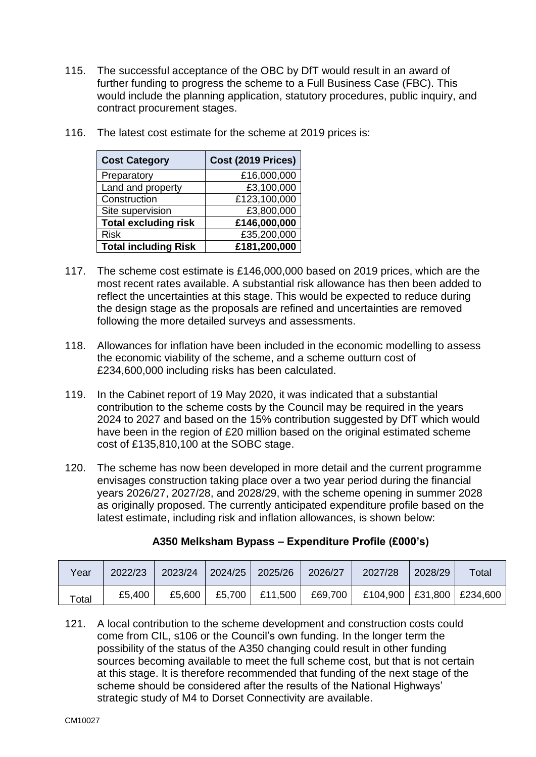115. The successful acceptance of the OBC by DfT would result in an award of further funding to progress the scheme to a Full Business Case (FBC). This would include the planning application, statutory procedures, public inquiry, and contract procurement stages.

116. The latest cost estimate for the scheme at 2019 prices is:

| Cost Category | Cost (2019 Prices) |
|---|---|
| Preparatory | £16,000,000 |
| Land and property | £3,100,000 |
| Construction | £123,100,000 |
| Site supervision | £3,800,000 |
| **Total excluding risk** | **£146,000,000** |
| Risk | £35,200,000 |
| **Total including Risk** | **£181,200,000** |

117. The scheme cost estimate is £146,000,000 based on 2019 prices, which are the most recent rates available. A substantial risk allowance has then been added to reflect the uncertainties at this stage. This would be expected to reduce during the design stage as the proposals are refined and uncertainties are removed following the more detailed surveys and assessments.

118. Allowances for inflation have been included in the economic modelling to assess the economic viability of the scheme, and a scheme outturn cost of £234,600,000 including risks has been calculated.

119. In the Cabinet report of 19 May 2020, it was indicated that a substantial contribution to the scheme costs by the Council may be required in the years 2024 to 2027 and based on the 15% contribution suggested by DfT which would have been in the region of £20 million based on the original estimated scheme cost of £135,810,100 at the SOBC stage.

120. The scheme has now been developed in more detail and the current programme envisages construction taking place over a two year period during the financial years 2026/27, 2027/28, and 2028/29, with the scheme opening in summer 2028 as originally proposed. The currently anticipated expenditure profile based on the latest estimate, including risk and inflation allowances, is shown below:

**A350 Melksham Bypass – Expenditure Profile (£000's)**

| Year | 2022/23 | 2023/24 | 2024/25 | 2025/26 | 2026/27 | 2027/28 | 2028/29 | Total |
|---|---|---|---|---|---|---|---|---|
| Total | £5,400 | £5,600 | £5,700 | £11,500 | £69,700 | £104,900 | £31,800 | £234,600 |

121. A local contribution to the scheme development and construction costs could come from CIL, s106 or the Council's own funding. In the longer term the possibility of the status of the A350 changing could result in other funding sources becoming available to meet the full scheme cost, but that is not certain at this stage. It is therefore recommended that funding of the next stage of the scheme should be considered after the results of the National Highways' strategic study of M4 to Dorset Connectivity are available.

CM10027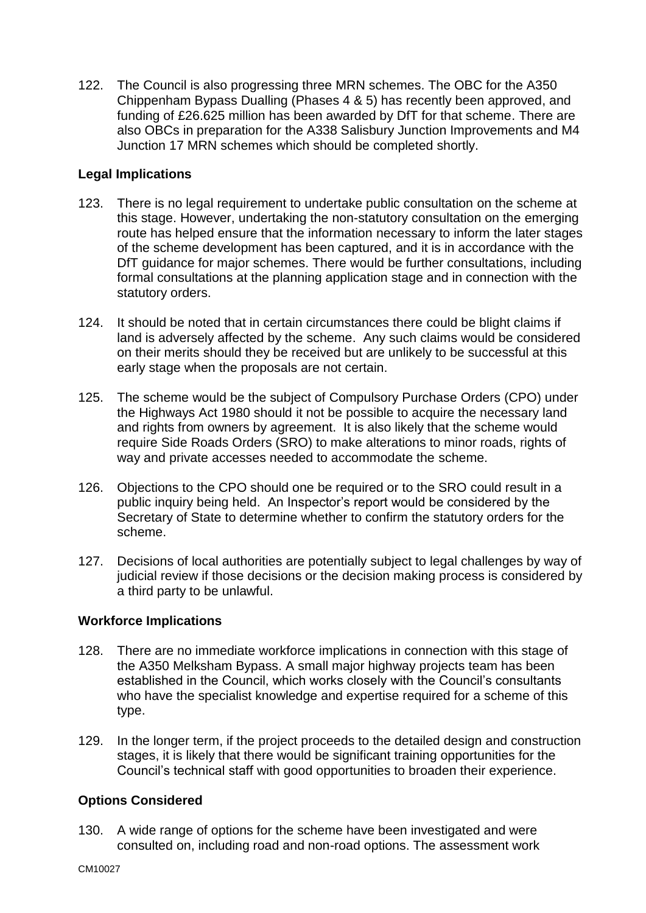122. The Council is also progressing three MRN schemes. The OBC for the A350 Chippenham Bypass Dualling (Phases 4 & 5) has recently been approved, and funding of £26.625 million has been awarded by DfT for that scheme. There are also OBCs in preparation for the A338 Salisbury Junction Improvements and M4 Junction 17 MRN schemes which should be completed shortly.

**Legal Implications**

123. There is no legal requirement to undertake public consultation on the scheme at this stage. However, undertaking the non-statutory consultation on the emerging route has helped ensure that the information necessary to inform the later stages of the scheme development has been captured, and it is in accordance with the DfT guidance for major schemes. There would be further consultations, including formal consultations at the planning application stage and in connection with the statutory orders.

124. It should be noted that in certain circumstances there could be blight claims if land is adversely affected by the scheme. Any such claims would be considered on their merits should they be received but are unlikely to be successful at this early stage when the proposals are not certain.

125. The scheme would be the subject of Compulsory Purchase Orders (CPO) under the Highways Act 1980 should it not be possible to acquire the necessary land and rights from owners by agreement. It is also likely that the scheme would require Side Roads Orders (SRO) to make alterations to minor roads, rights of way and private accesses needed to accommodate the scheme.

126. Objections to the CPO should one be required or to the SRO could result in a public inquiry being held. An Inspector's report would be considered by the Secretary of State to determine whether to confirm the statutory orders for the scheme.

127. Decisions of local authorities are potentially subject to legal challenges by way of judicial review if those decisions or the decision making process is considered by a third party to be unlawful.

**Workforce Implications**

128. There are no immediate workforce implications in connection with this stage of the A350 Melksham Bypass. A small major highway projects team has been established in the Council, which works closely with the Council's consultants who have the specialist knowledge and expertise required for a scheme of this type.

129. In the longer term, if the project proceeds to the detailed design and construction stages, it is likely that there would be significant training opportunities for the Council's technical staff with good opportunities to broaden their experience.

**Options Considered**

130. A wide range of options for the scheme have been investigated and were consulted on, including road and non-road options. The assessment work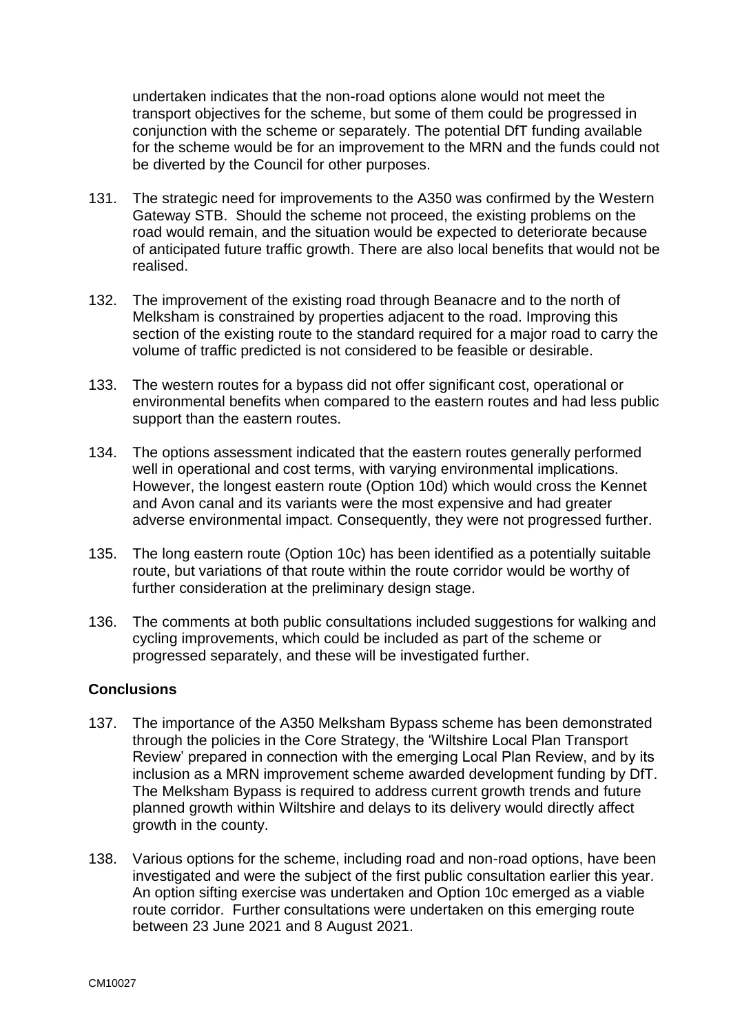undertaken indicates that the non-road options alone would not meet the transport objectives for the scheme, but some of them could be progressed in conjunction with the scheme or separately. The potential DfT funding available for the scheme would be for an improvement to the MRN and the funds could not be diverted by the Council for other purposes.

131. The strategic need for improvements to the A350 was confirmed by the Western Gateway STB. Should the scheme not proceed, the existing problems on the road would remain, and the situation would be expected to deteriorate because of anticipated future traffic growth. There are also local benefits that would not be realised.

132. The improvement of the existing road through Beanacre and to the north of Melksham is constrained by properties adjacent to the road. Improving this section of the existing route to the standard required for a major road to carry the volume of traffic predicted is not considered to be feasible or desirable.

133. The western routes for a bypass did not offer significant cost, operational or environmental benefits when compared to the eastern routes and had less public support than the eastern routes.

134. The options assessment indicated that the eastern routes generally performed well in operational and cost terms, with varying environmental implications. However, the longest eastern route (Option 10d) which would cross the Kennet and Avon canal and its variants were the most expensive and had greater adverse environmental impact. Consequently, they were not progressed further.

135. The long eastern route (Option 10c) has been identified as a potentially suitable route, but variations of that route within the route corridor would be worthy of further consideration at the preliminary design stage.

136. The comments at both public consultations included suggestions for walking and cycling improvements, which could be included as part of the scheme or progressed separately, and these will be investigated further.

**Conclusions**

137. The importance of the A350 Melksham Bypass scheme has been demonstrated through the policies in the Core Strategy, the 'Wiltshire Local Plan Transport Review' prepared in connection with the emerging Local Plan Review, and by its inclusion as a MRN improvement scheme awarded development funding by DfT. The Melksham Bypass is required to address current growth trends and future planned growth within Wiltshire and delays to its delivery would directly affect growth in the county.

138. Various options for the scheme, including road and non-road options, have been investigated and were the subject of the first public consultation earlier this year. An option sifting exercise was undertaken and Option 10c emerged as a viable route corridor. Further consultations were undertaken on this emerging route between 23 June 2021 and 8 August 2021.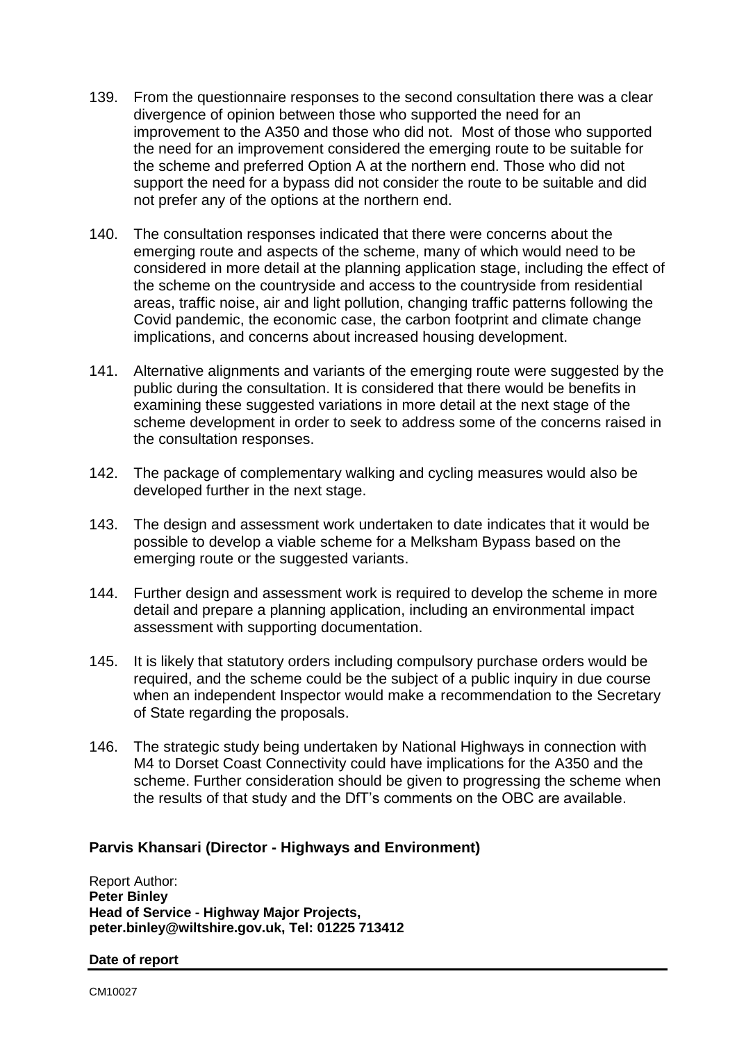139. From the questionnaire responses to the second consultation there was a clear divergence of opinion between those who supported the need for an improvement to the A350 and those who did not. Most of those who supported the need for an improvement considered the emerging route to be suitable for the scheme and preferred Option A at the northern end. Those who did not support the need for a bypass did not consider the route to be suitable and did not prefer any of the options at the northern end.

140. The consultation responses indicated that there were concerns about the emerging route and aspects of the scheme, many of which would need to be considered in more detail at the planning application stage, including the effect of the scheme on the countryside and access to the countryside from residential areas, traffic noise, air and light pollution, changing traffic patterns following the Covid pandemic, the economic case, the carbon footprint and climate change implications, and concerns about increased housing development.

141. Alternative alignments and variants of the emerging route were suggested by the public during the consultation. It is considered that there would be benefits in examining these suggested variations in more detail at the next stage of the scheme development in order to seek to address some of the concerns raised in the consultation responses.

142. The package of complementary walking and cycling measures would also be developed further in the next stage.

143. The design and assessment work undertaken to date indicates that it would be possible to develop a viable scheme for a Melksham Bypass based on the emerging route or the suggested variants.

144. Further design and assessment work is required to develop the scheme in more detail and prepare a planning application, including an environmental impact assessment with supporting documentation.

145. It is likely that statutory orders including compulsory purchase orders would be required, and the scheme could be the subject of a public inquiry in due course when an independent Inspector would make a recommendation to the Secretary of State regarding the proposals.

146. The strategic study being undertaken by National Highways in connection with M4 to Dorset Coast Connectivity could have implications for the A350 and the scheme. Further consideration should be given to progressing the scheme when the results of that study and the DfT's comments on the OBC are available.

**Parvis Khansari (Director - Highways and Environment)**

Report Author:
**Peter Binley**
**Head of Service - Highway Major Projects,**
**peter.binley@wiltshire.gov.uk, Tel: 01225 713412**

**Date of report**

CM10027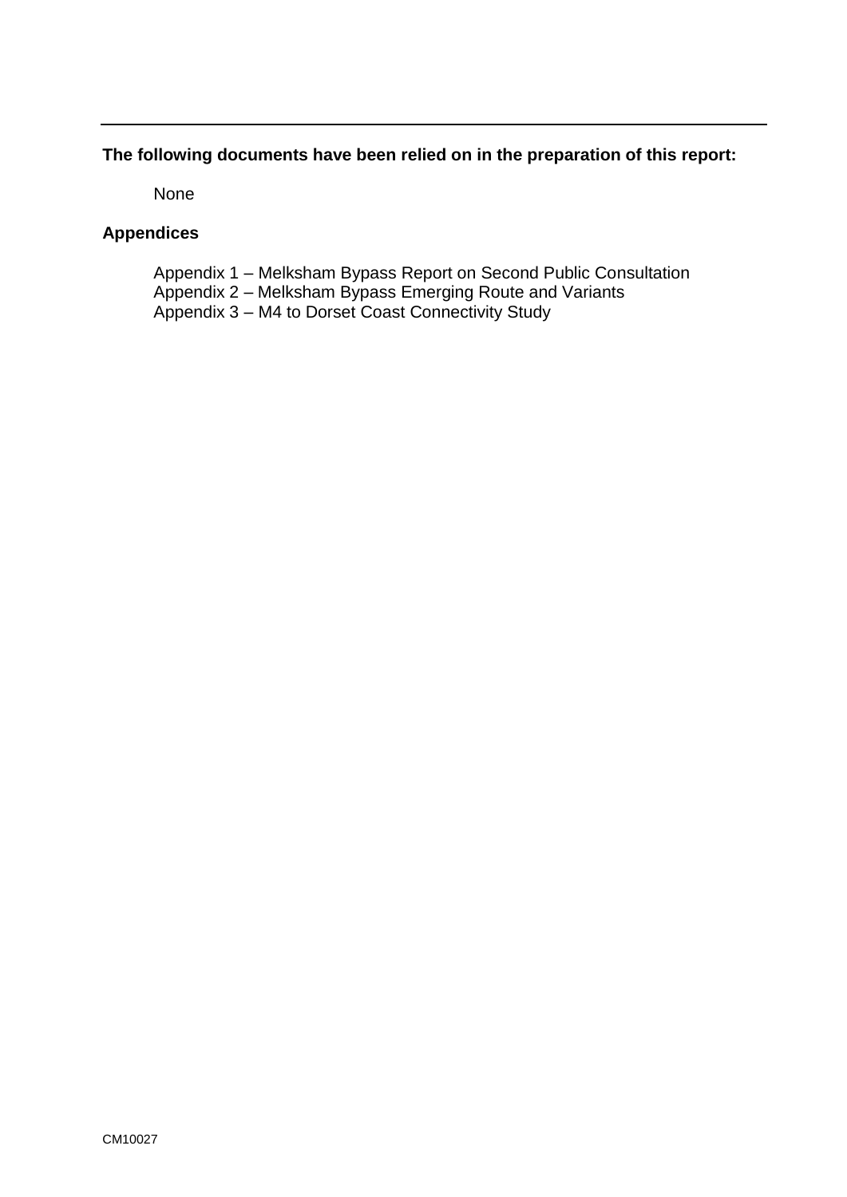**The following documents have been relied on in the preparation of this report:**

None

**Appendices**

Appendix 1 – Melksham Bypass Report on Second Public Consultation
Appendix 2 – Melksham Bypass Emerging Route and Variants
Appendix 3 – M4 to Dorset Coast Connectivity Study

CM10027